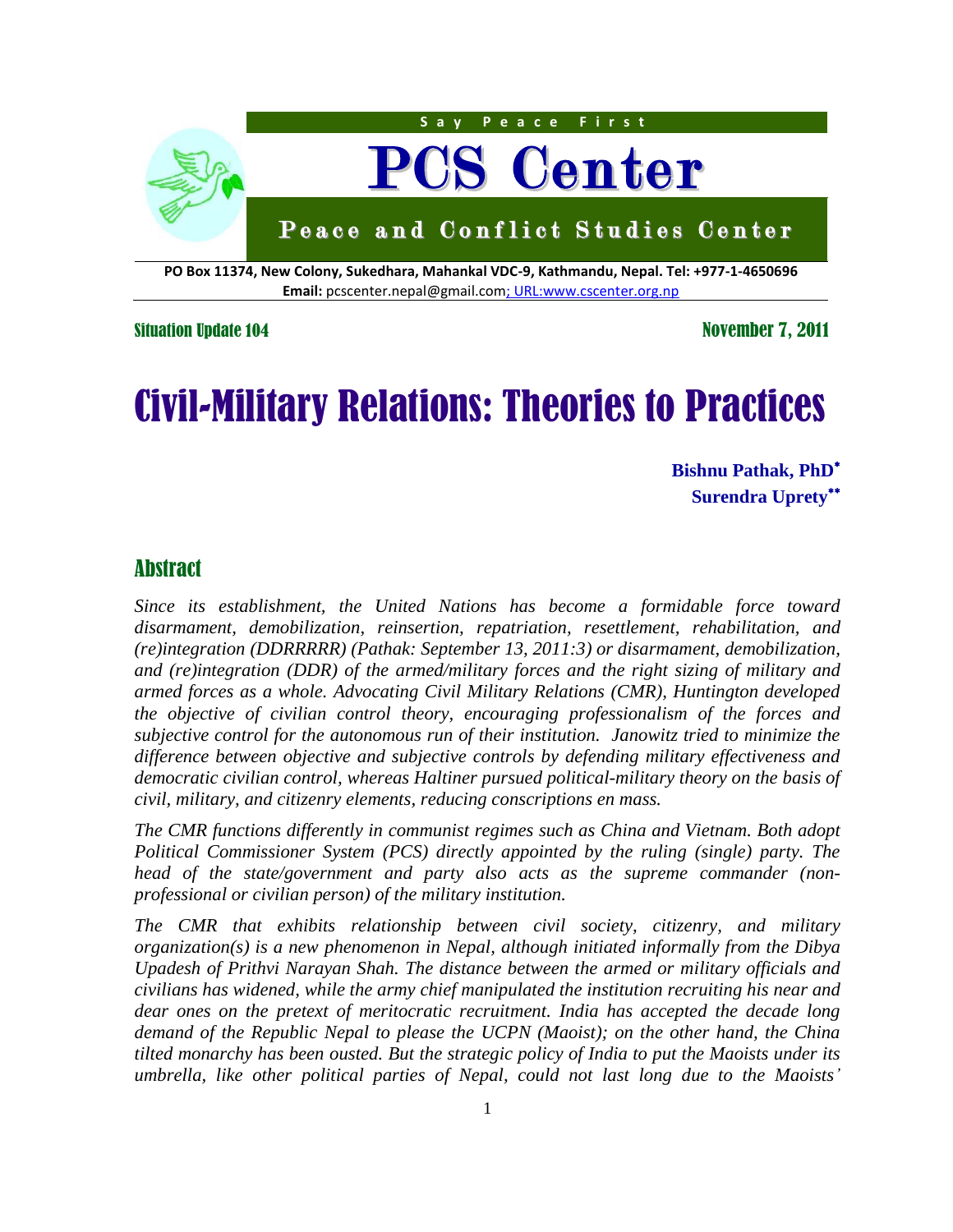Say Peace First

# PCS Center

**Peace and Conflict Studies Center**

**PO Box 11374, New Colony, Sukedhara, Mahankal VDC-9, Kathmandu, Nepal. Tel: +977-1-4650696**
**Email:** pcscenter.nepal@gmail.com; URL:www.cscenter.org.np

Situation Update 104 — November 7, 2011

# Civil-Military Relations: Theories to Practices

**Bishnu Pathak, PhD[*]**
**Surendra Uprety[**]**

## Abstract

*Since its establishment, the United Nations has become a formidable force toward disarmament, demobilization, reinsertion, repatriation, resettlement, rehabilitation, and (re)integration (DDRRRRR) (Pathak: September 13, 2011:3) or disarmament, demobilization, and (re)integration (DDR) of the armed/military forces and the right sizing of military and armed forces as a whole. Advocating Civil Military Relations (CMR), Huntington developed the objective of civilian control theory, encouraging professionalism of the forces and subjective control for the autonomous run of their institution. Janowitz tried to minimize the difference between objective and subjective controls by defending military effectiveness and democratic civilian control, whereas Haltiner pursued political-military theory on the basis of civil, military, and citizenry elements, reducing conscriptions en mass.*

*The CMR functions differently in communist regimes such as China and Vietnam. Both adopt Political Commissioner System (PCS) directly appointed by the ruling (single) party. The head of the state/government and party also acts as the supreme commander (non-professional or civilian person) of the military institution.*

*The CMR that exhibits relationship between civil society, citizenry, and military organization(s) is a new phenomenon in Nepal, although initiated informally from the Dibya Upadesh of Prithvi Narayan Shah. The distance between the armed or military officials and civilians has widened, while the army chief manipulated the institution recruiting his near and dear ones on the pretext of meritocratic recruitment. India has accepted the decade long demand of the Republic Nepal to please the UCPN (Maoist); on the other hand, the China tilted monarchy has been ousted. But the strategic policy of India to put the Maoists under its umbrella, like other political parties of Nepal, could not last long due to the Maoists'*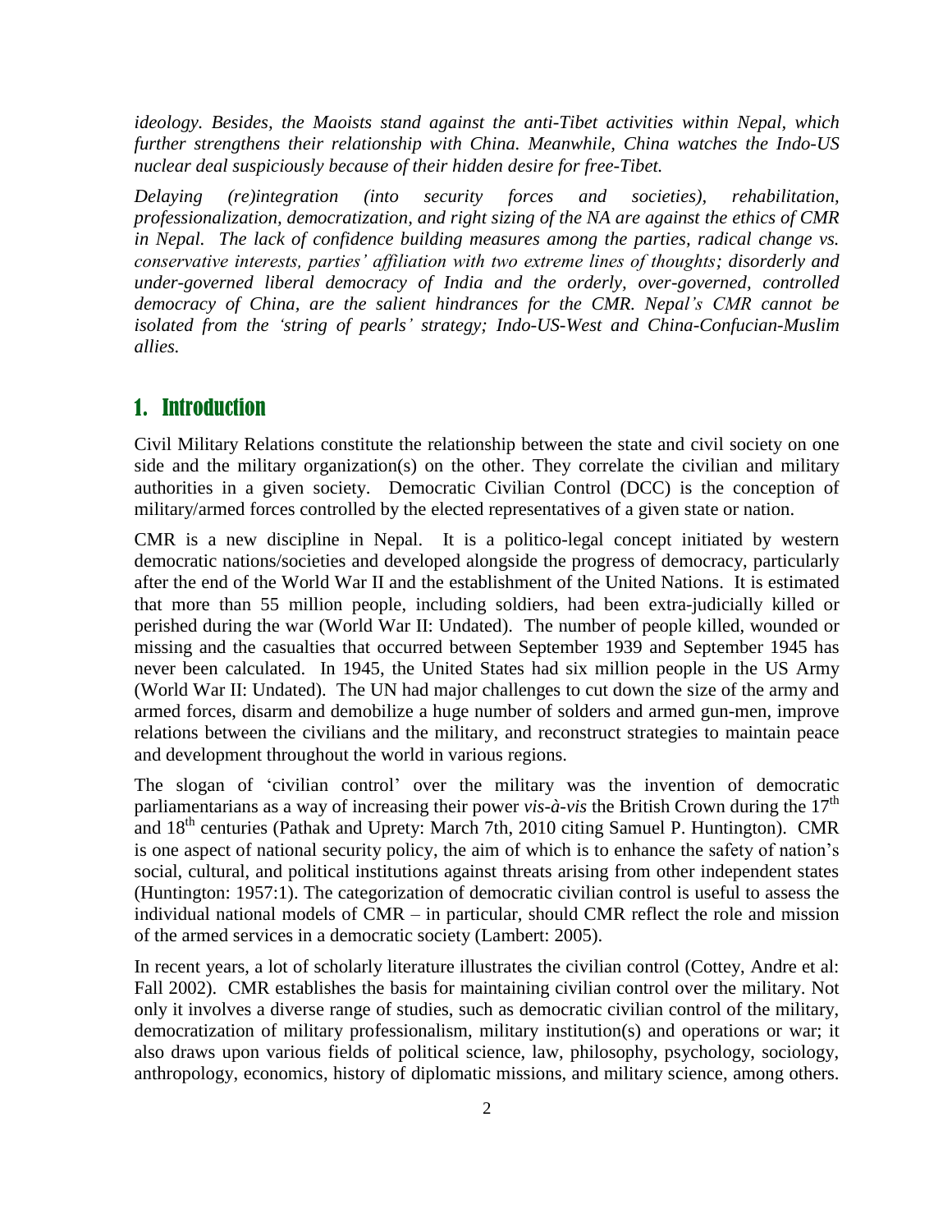*ideology. Besides, the Maoists stand against the anti-Tibet activities within Nepal, which further strengthens their relationship with China. Meanwhile, China watches the Indo-US nuclear deal suspiciously because of their hidden desire for free-Tibet.*

*Delaying (re)integration (into security forces and societies), rehabilitation, professionalization, democratization, and right sizing of the NA are against the ethics of CMR in Nepal. The lack of confidence building measures among the parties, radical change vs. conservative interests, parties' affiliation with two extreme lines of thoughts; disorderly and under-governed liberal democracy of India and the orderly, over-governed, controlled democracy of China, are the salient hindrances for the CMR. Nepal's CMR cannot be isolated from the 'string of pearls' strategy; Indo-US-West and China-Confucian-Muslim allies.*

## 1. Introduction

Civil Military Relations constitute the relationship between the state and civil society on one side and the military organization(s) on the other. They correlate the civilian and military authorities in a given society. Democratic Civilian Control (DCC) is the conception of military/armed forces controlled by the elected representatives of a given state or nation.

CMR is a new discipline in Nepal. It is a politico-legal concept initiated by western democratic nations/societies and developed alongside the progress of democracy, particularly after the end of the World War II and the establishment of the United Nations. It is estimated that more than 55 million people, including soldiers, had been extra-judicially killed or perished during the war (World War II: Undated). The number of people killed, wounded or missing and the casualties that occurred between September 1939 and September 1945 has never been calculated. In 1945, the United States had six million people in the US Army (World War II: Undated). The UN had major challenges to cut down the size of the army and armed forces, disarm and demobilize a huge number of solders and armed gun-men, improve relations between the civilians and the military, and reconstruct strategies to maintain peace and development throughout the world in various regions.

The slogan of 'civilian control' over the military was the invention of democratic parliamentarians as a way of increasing their power *vis-à-vis* the British Crown during the 17th and 18th centuries (Pathak and Uprety: March 7th, 2010 citing Samuel P. Huntington). CMR is one aspect of national security policy, the aim of which is to enhance the safety of nation's social, cultural, and political institutions against threats arising from other independent states (Huntington: 1957:1). The categorization of democratic civilian control is useful to assess the individual national models of CMR – in particular, should CMR reflect the role and mission of the armed services in a democratic society (Lambert: 2005).

In recent years, a lot of scholarly literature illustrates the civilian control (Cottey, Andre et al: Fall 2002). CMR establishes the basis for maintaining civilian control over the military. Not only it involves a diverse range of studies, such as democratic civilian control of the military, democratization of military professionalism, military institution(s) and operations or war; it also draws upon various fields of political science, law, philosophy, psychology, sociology, anthropology, economics, history of diplomatic missions, and military science, among others.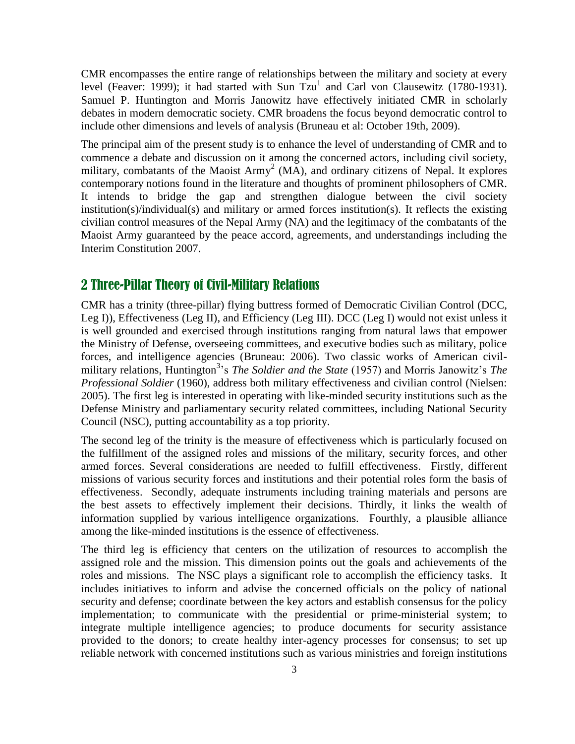CMR encompasses the entire range of relationships between the military and society at every level (Feaver: 1999); it had started with Sun Tzu[1] and Carl von Clausewitz (1780-1931). Samuel P. Huntington and Morris Janowitz have effectively initiated CMR in scholarly debates in modern democratic society. CMR broadens the focus beyond democratic control to include other dimensions and levels of analysis (Bruneau et al: October 19th, 2009).

The principal aim of the present study is to enhance the level of understanding of CMR and to commence a debate and discussion on it among the concerned actors, including civil society, military, combatants of the Maoist Army[2] (MA), and ordinary citizens of Nepal. It explores contemporary notions found in the literature and thoughts of prominent philosophers of CMR. It intends to bridge the gap and strengthen dialogue between the civil society institution(s)/individual(s) and military or armed forces institution(s). It reflects the existing civilian control measures of the Nepal Army (NA) and the legitimacy of the combatants of the Maoist Army guaranteed by the peace accord, agreements, and understandings including the Interim Constitution 2007.

## 2 Three-Pillar Theory of Civil-Military Relations

CMR has a trinity (three-pillar) flying buttress formed of Democratic Civilian Control (DCC, Leg I)), Effectiveness (Leg II), and Efficiency (Leg III). DCC (Leg I) would not exist unless it is well grounded and exercised through institutions ranging from natural laws that empower the Ministry of Defense, overseeing committees, and executive bodies such as military, police forces, and intelligence agencies (Bruneau: 2006). Two classic works of American civil-military relations, Huntington[3]'s *The Soldier and the State* (1957) and Morris Janowitz's *The Professional Soldier* (1960), address both military effectiveness and civilian control (Nielsen: 2005). The first leg is interested in operating with like-minded security institutions such as the Defense Ministry and parliamentary security related committees, including National Security Council (NSC), putting accountability as a top priority.

The second leg of the trinity is the measure of effectiveness which is particularly focused on the fulfillment of the assigned roles and missions of the military, security forces, and other armed forces. Several considerations are needed to fulfill effectiveness. Firstly, different missions of various security forces and institutions and their potential roles form the basis of effectiveness. Secondly, adequate instruments including training materials and persons are the best assets to effectively implement their decisions. Thirdly, it links the wealth of information supplied by various intelligence organizations. Fourthly, a plausible alliance among the like-minded institutions is the essence of effectiveness.

The third leg is efficiency that centers on the utilization of resources to accomplish the assigned role and the mission. This dimension points out the goals and achievements of the roles and missions. The NSC plays a significant role to accomplish the efficiency tasks. It includes initiatives to inform and advise the concerned officials on the policy of national security and defense; coordinate between the key actors and establish consensus for the policy implementation; to communicate with the presidential or prime-ministerial system; to integrate multiple intelligence agencies; to produce documents for security assistance provided to the donors; to create healthy inter-agency processes for consensus; to set up reliable network with concerned institutions such as various ministries and foreign institutions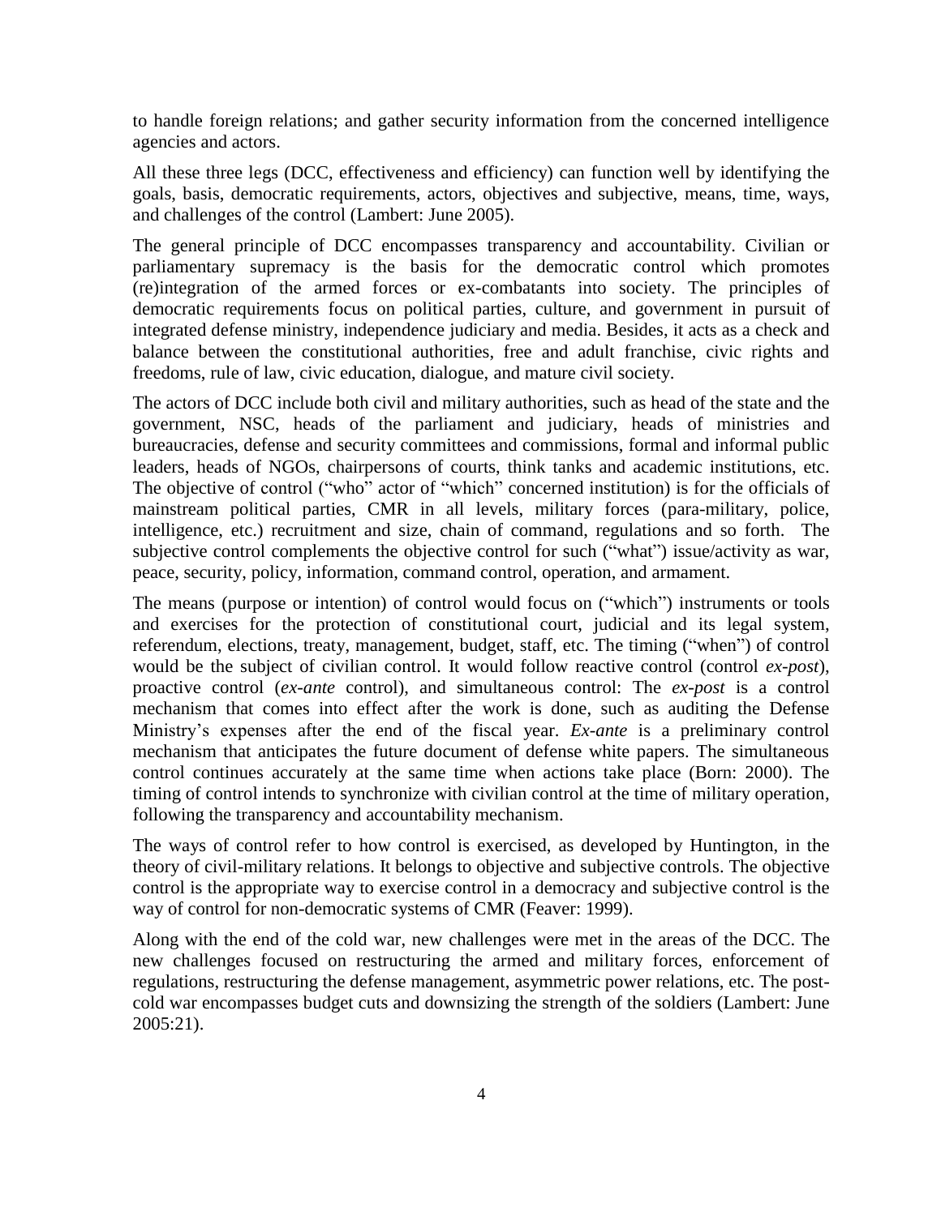to handle foreign relations; and gather security information from the concerned intelligence agencies and actors.

All these three legs (DCC, effectiveness and efficiency) can function well by identifying the goals, basis, democratic requirements, actors, objectives and subjective, means, time, ways, and challenges of the control (Lambert: June 2005).

The general principle of DCC encompasses transparency and accountability. Civilian or parliamentary supremacy is the basis for the democratic control which promotes (re)integration of the armed forces or ex-combatants into society. The principles of democratic requirements focus on political parties, culture, and government in pursuit of integrated defense ministry, independence judiciary and media. Besides, it acts as a check and balance between the constitutional authorities, free and adult franchise, civic rights and freedoms, rule of law, civic education, dialogue, and mature civil society.

The actors of DCC include both civil and military authorities, such as head of the state and the government, NSC, heads of the parliament and judiciary, heads of ministries and bureaucracies, defense and security committees and commissions, formal and informal public leaders, heads of NGOs, chairpersons of courts, think tanks and academic institutions, etc. The objective of control ("who" actor of "which" concerned institution) is for the officials of mainstream political parties, CMR in all levels, military forces (para-military, police, intelligence, etc.) recruitment and size, chain of command, regulations and so forth. The subjective control complements the objective control for such ("what") issue/activity as war, peace, security, policy, information, command control, operation, and armament.

The means (purpose or intention) of control would focus on ("which") instruments or tools and exercises for the protection of constitutional court, judicial and its legal system, referendum, elections, treaty, management, budget, staff, etc. The timing ("when") of control would be the subject of civilian control. It would follow reactive control (control *ex-post*), proactive control (*ex-ante* control), and simultaneous control: The *ex-post* is a control mechanism that comes into effect after the work is done, such as auditing the Defense Ministry's expenses after the end of the fiscal year. *Ex-ante* is a preliminary control mechanism that anticipates the future document of defense white papers. The simultaneous control continues accurately at the same time when actions take place (Born: 2000). The timing of control intends to synchronize with civilian control at the time of military operation, following the transparency and accountability mechanism.

The ways of control refer to how control is exercised, as developed by Huntington, in the theory of civil-military relations. It belongs to objective and subjective controls. The objective control is the appropriate way to exercise control in a democracy and subjective control is the way of control for non-democratic systems of CMR (Feaver: 1999).

Along with the end of the cold war, new challenges were met in the areas of the DCC. The new challenges focused on restructuring the armed and military forces, enforcement of regulations, restructuring the defense management, asymmetric power relations, etc. The post-cold war encompasses budget cuts and downsizing the strength of the soldiers (Lambert: June 2005:21).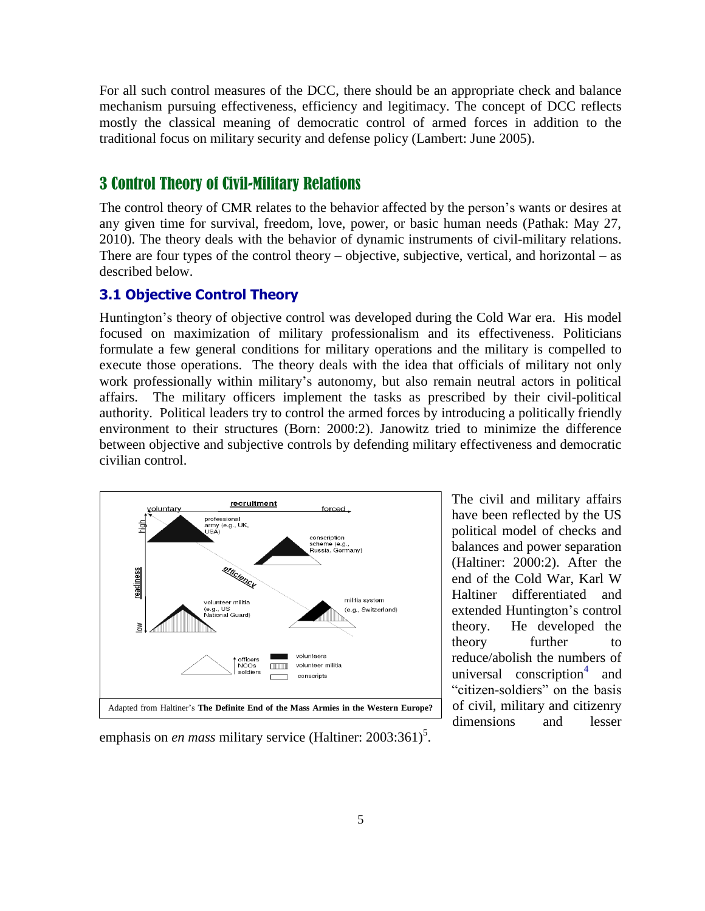For all such control measures of the DCC, there should be an appropriate check and balance mechanism pursuing effectiveness, efficiency and legitimacy. The concept of DCC reflects mostly the classical meaning of democratic control of armed forces in addition to the traditional focus on military security and defense policy (Lambert: June 2005).

## 3 Control Theory of Civil-Military Relations

The control theory of CMR relates to the behavior affected by the person's wants or desires at any given time for survival, freedom, love, power, or basic human needs (Pathak: May 27, 2010). The theory deals with the behavior of dynamic instruments of civil-military relations. There are four types of the control theory – objective, subjective, vertical, and horizontal – as described below.

### 3.1 Objective Control Theory

Huntington's theory of objective control was developed during the Cold War era. His model focused on maximization of military professionalism and its effectiveness. Politicians formulate a few general conditions for military operations and the military is compelled to execute those operations. The theory deals with the idea that officials of military not only work professionally within military's autonomy, but also remain neutral actors in political affairs. The military officers implement the tasks as prescribed by their civil-political authority. Political leaders try to control the armed forces by introducing a politically friendly environment to their structures (Born: 2000:2). Janowitz tried to minimize the difference between objective and subjective controls by defending military effectiveness and democratic civilian control.

Adapted from Haltiner's **The Definite End of the Mass Armies in the Western Europe?**

The civil and military affairs have been reflected by the US political model of checks and balances and power separation (Haltiner: 2000:2). After the end of the Cold War, Karl W Haltiner differentiated and extended Huntington's control theory. He developed the theory further to reduce/abolish the numbers of universal conscription[4] and "citizen-soldiers" on the basis of civil, military and citizenry dimensions and lesser emphasis on *en mass* military service (Haltiner: 2003:361)[5].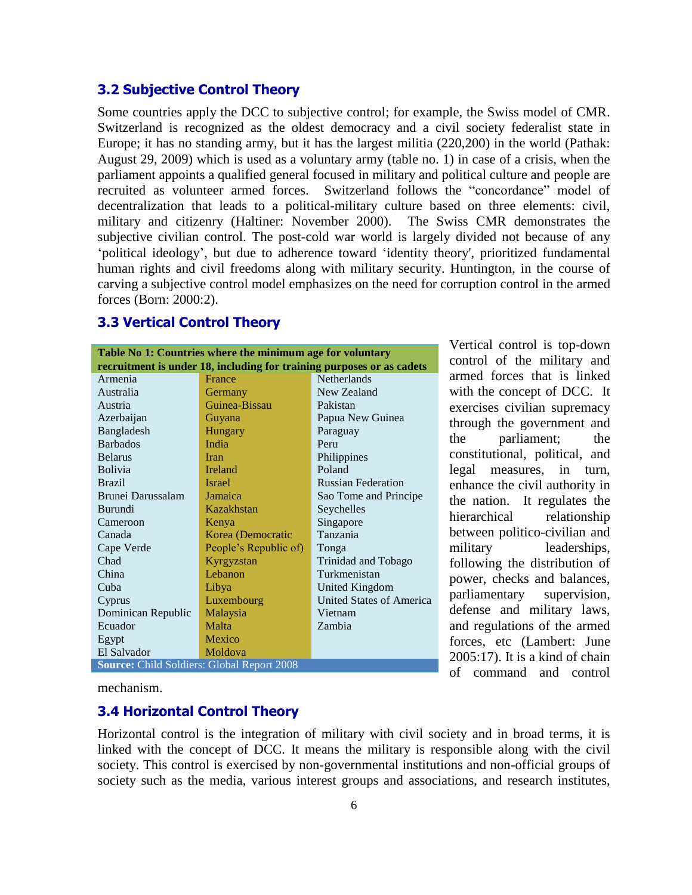## 3.2 Subjective Control Theory

Some countries apply the DCC to subjective control; for example, the Swiss model of CMR. Switzerland is recognized as the oldest democracy and a civil society federalist state in Europe; it has no standing army, but it has the largest militia (220,200) in the world (Pathak: August 29, 2009) which is used as a voluntary army (table no. 1) in case of a crisis, when the parliament appoints a qualified general focused in military and political culture and people are recruited as volunteer armed forces. Switzerland follows the "concordance" model of decentralization that leads to a political-military culture based on three elements: civil, military and citizenry (Haltiner: November 2000). The Swiss CMR demonstrates the subjective civilian control. The post-cold war world is largely divided not because of any 'political ideology', but due to adherence toward 'identity theory', prioritized fundamental human rights and civil freedoms along with military security. Huntington, in the course of carving a subjective control model emphasizes on the need for corruption control in the armed forces (Born: 2000:2).

## 3.3 Vertical Control Theory

| Table No 1: Countries where the minimum age for voluntary recruitment is under 18, including for training purposes or as cadets | | |
|---|---|---|
| Armenia | France | Netherlands |
| Australia | Germany | New Zealand |
| Austria | Guinea-Bissau | Pakistan |
| Azerbaijan | Guyana | Papua New Guinea |
| Bangladesh | Hungary | Paraguay |
| Barbados | India | Peru |
| Belarus | Iran | Philippines |
| Bolivia | Ireland | Poland |
| Brazil | Israel | Russian Federation |
| Brunei Darussalam | Jamaica | Sao Tome and Principe |
| Burundi | Kazakhstan | Seychelles |
| Cameroon | Kenya | Singapore |
| Canada | Korea (Democratic People's Republic of) | Tanzania |
| Cape Verde | Kyrgyzstan | Tonga |
| Chad | Lebanon | Trinidad and Tobago |
| China | Libya | Turkmenistan |
| Cuba | Luxembourg | United Kingdom |
| Cyprus | Malaysia | United States of America |
| Dominican Republic | Malta | Vietnam |
| Ecuador | Mexico | Zambia |
| Egypt | Moldova | |
| El Salvador | | |

**Source:** Child Soldiers: Global Report 2008

Vertical control is top-down control of the military and armed forces that is linked with the concept of DCC. It exercises civilian supremacy through the government and the parliament; the constitutional, political, and legal measures, in turn, enhance the civil authority in the nation. It regulates the hierarchical relationship between politico-civilian and military leaderships, following the distribution of power, checks and balances, parliamentary supervision, defense and military laws, and regulations of the armed forces, etc (Lambert: June 2005:17). It is a kind of chain of command and control mechanism.

## 3.4 Horizontal Control Theory

Horizontal control is the integration of military with civil society and in broad terms, it is linked with the concept of DCC. It means the military is responsible along with the civil society. This control is exercised by non-governmental institutions and non-official groups of society such as the media, various interest groups and associations, and research institutes,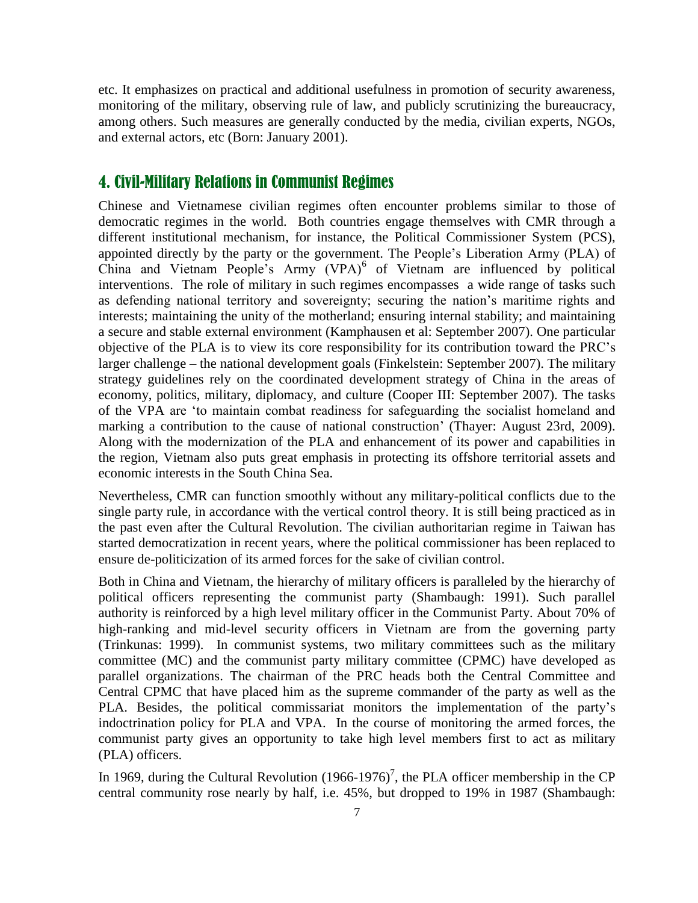etc. It emphasizes on practical and additional usefulness in promotion of security awareness, monitoring of the military, observing rule of law, and publicly scrutinizing the bureaucracy, among others. Such measures are generally conducted by the media, civilian experts, NGOs, and external actors, etc (Born: January 2001).

## 4. Civil-Military Relations in Communist Regimes

Chinese and Vietnamese civilian regimes often encounter problems similar to those of democratic regimes in the world. Both countries engage themselves with CMR through a different institutional mechanism, for instance, the Political Commissioner System (PCS), appointed directly by the party or the government. The People's Liberation Army (PLA) of China and Vietnam People's Army (VPA)[6] of Vietnam are influenced by political interventions. The role of military in such regimes encompasses a wide range of tasks such as defending national territory and sovereignty; securing the nation's maritime rights and interests; maintaining the unity of the motherland; ensuring internal stability; and maintaining a secure and stable external environment (Kamphausen et al: September 2007). One particular objective of the PLA is to view its core responsibility for its contribution toward the PRC's larger challenge – the national development goals (Finkelstein: September 2007). The military strategy guidelines rely on the coordinated development strategy of China in the areas of economy, politics, military, diplomacy, and culture (Cooper III: September 2007). The tasks of the VPA are 'to maintain combat readiness for safeguarding the socialist homeland and marking a contribution to the cause of national construction' (Thayer: August 23rd, 2009). Along with the modernization of the PLA and enhancement of its power and capabilities in the region, Vietnam also puts great emphasis in protecting its offshore territorial assets and economic interests in the South China Sea.

Nevertheless, CMR can function smoothly without any military-political conflicts due to the single party rule, in accordance with the vertical control theory. It is still being practiced as in the past even after the Cultural Revolution. The civilian authoritarian regime in Taiwan has started democratization in recent years, where the political commissioner has been replaced to ensure de-politicization of its armed forces for the sake of civilian control.

Both in China and Vietnam, the hierarchy of military officers is paralleled by the hierarchy of political officers representing the communist party (Shambaugh: 1991). Such parallel authority is reinforced by a high level military officer in the Communist Party. About 70% of high-ranking and mid-level security officers in Vietnam are from the governing party (Trinkunas: 1999). In communist systems, two military committees such as the military committee (MC) and the communist party military committee (CPMC) have developed as parallel organizations. The chairman of the PRC heads both the Central Committee and Central CPMC that have placed him as the supreme commander of the party as well as the PLA. Besides, the political commissariat monitors the implementation of the party's indoctrination policy for PLA and VPA. In the course of monitoring the armed forces, the communist party gives an opportunity to take high level members first to act as military (PLA) officers.

In 1969, during the Cultural Revolution (1966-1976)[7], the PLA officer membership in the CP central community rose nearly by half, i.e. 45%, but dropped to 19% in 1987 (Shambaugh: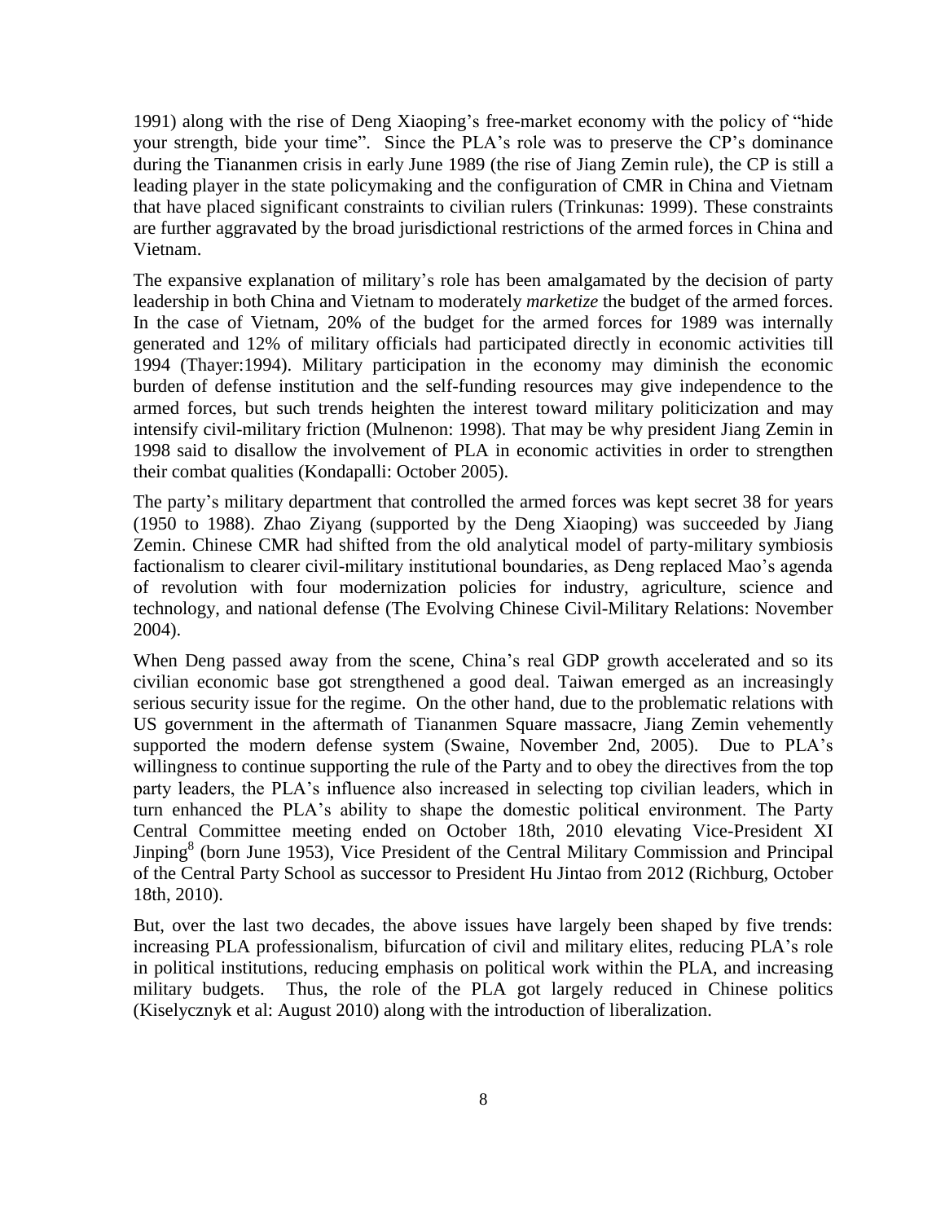1991) along with the rise of Deng Xiaoping's free-market economy with the policy of "hide your strength, bide your time". Since the PLA's role was to preserve the CP's dominance during the Tiananmen crisis in early June 1989 (the rise of Jiang Zemin rule), the CP is still a leading player in the state policymaking and the configuration of CMR in China and Vietnam that have placed significant constraints to civilian rulers (Trinkunas: 1999). These constraints are further aggravated by the broad jurisdictional restrictions of the armed forces in China and Vietnam.

The expansive explanation of military's role has been amalgamated by the decision of party leadership in both China and Vietnam to moderately *marketize* the budget of the armed forces. In the case of Vietnam, 20% of the budget for the armed forces for 1989 was internally generated and 12% of military officials had participated directly in economic activities till 1994 (Thayer:1994). Military participation in the economy may diminish the economic burden of defense institution and the self-funding resources may give independence to the armed forces, but such trends heighten the interest toward military politicization and may intensify civil-military friction (Mulnenon: 1998). That may be why president Jiang Zemin in 1998 said to disallow the involvement of PLA in economic activities in order to strengthen their combat qualities (Kondapalli: October 2005).

The party's military department that controlled the armed forces was kept secret 38 for years (1950 to 1988). Zhao Ziyang (supported by the Deng Xiaoping) was succeeded by Jiang Zemin. Chinese CMR had shifted from the old analytical model of party-military symbiosis factionalism to clearer civil-military institutional boundaries, as Deng replaced Mao's agenda of revolution with four modernization policies for industry, agriculture, science and technology, and national defense (The Evolving Chinese Civil-Military Relations: November 2004).

When Deng passed away from the scene, China's real GDP growth accelerated and so its civilian economic base got strengthened a good deal. Taiwan emerged as an increasingly serious security issue for the regime. On the other hand, due to the problematic relations with US government in the aftermath of Tiananmen Square massacre, Jiang Zemin vehemently supported the modern defense system (Swaine, November 2nd, 2005). Due to PLA's willingness to continue supporting the rule of the Party and to obey the directives from the top party leaders, the PLA's influence also increased in selecting top civilian leaders, which in turn enhanced the PLA's ability to shape the domestic political environment. The Party Central Committee meeting ended on October 18th, 2010 elevating Vice-President XI Jinping[8] (born June 1953), Vice President of the Central Military Commission and Principal of the Central Party School as successor to President Hu Jintao from 2012 (Richburg, October 18th, 2010).

But, over the last two decades, the above issues have largely been shaped by five trends: increasing PLA professionalism, bifurcation of civil and military elites, reducing PLA's role in political institutions, reducing emphasis on political work within the PLA, and increasing military budgets. Thus, the role of the PLA got largely reduced in Chinese politics (Kiselycznyk et al: August 2010) along with the introduction of liberalization.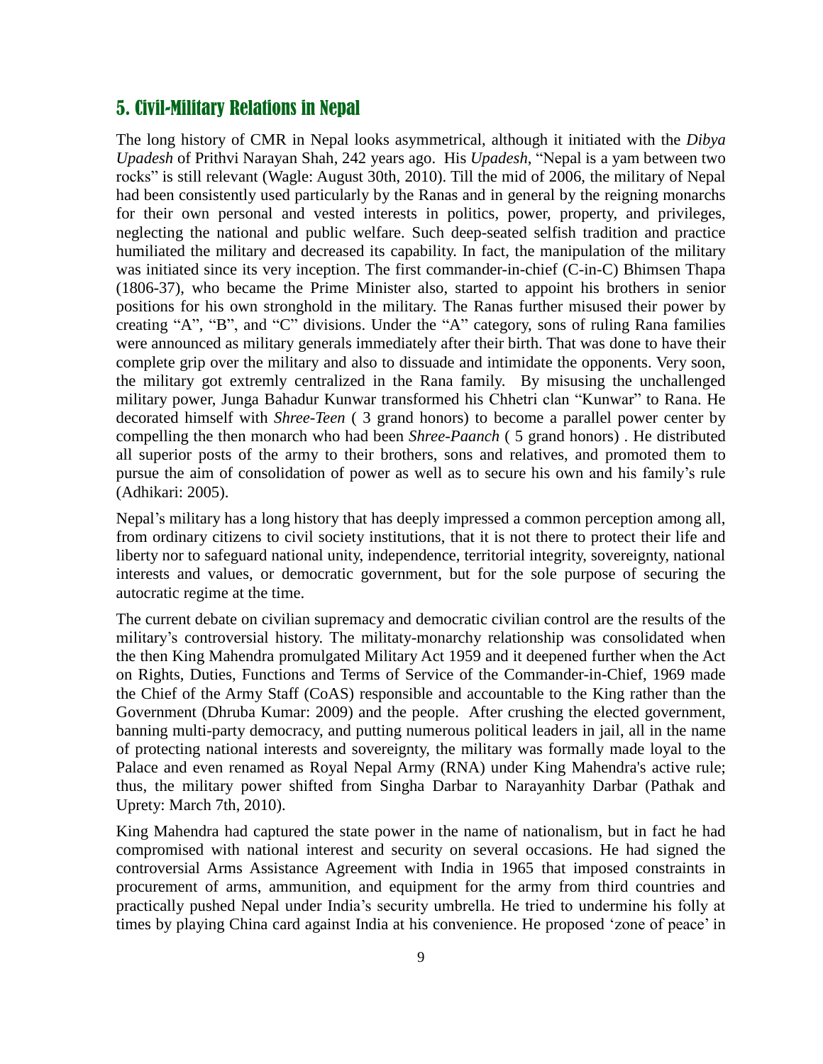## 5. Civil-Military Relations in Nepal

The long history of CMR in Nepal looks asymmetrical, although it initiated with the *Dibya Upadesh* of Prithvi Narayan Shah, 242 years ago. His *Upadesh*, "Nepal is a yam between two rocks" is still relevant (Wagle: August 30th, 2010). Till the mid of 2006, the military of Nepal had been consistently used particularly by the Ranas and in general by the reigning monarchs for their own personal and vested interests in politics, power, property, and privileges, neglecting the national and public welfare. Such deep-seated selfish tradition and practice humiliated the military and decreased its capability. In fact, the manipulation of the military was initiated since its very inception. The first commander-in-chief (C-in-C) Bhimsen Thapa (1806-37), who became the Prime Minister also, started to appoint his brothers in senior positions for his own stronghold in the military. The Ranas further misused their power by creating "A", "B", and "C" divisions. Under the "A" category, sons of ruling Rana families were announced as military generals immediately after their birth. That was done to have their complete grip over the military and also to dissuade and intimidate the opponents. Very soon, the military got extremly centralized in the Rana family. By misusing the unchallenged military power, Junga Bahadur Kunwar transformed his Chhetri clan "Kunwar" to Rana. He decorated himself with *Shree-Teen* ( 3 grand honors) to become a parallel power center by compelling the then monarch who had been *Shree-Paanch* ( 5 grand honors) . He distributed all superior posts of the army to their brothers, sons and relatives, and promoted them to pursue the aim of consolidation of power as well as to secure his own and his family's rule (Adhikari: 2005).

Nepal's military has a long history that has deeply impressed a common perception among all, from ordinary citizens to civil society institutions, that it is not there to protect their life and liberty nor to safeguard national unity, independence, territorial integrity, sovereignty, national interests and values, or democratic government, but for the sole purpose of securing the autocratic regime at the time.

The current debate on civilian supremacy and democratic civilian control are the results of the military's controversial history. The militaty-monarchy relationship was consolidated when the then King Mahendra promulgated Military Act 1959 and it deepened further when the Act on Rights, Duties, Functions and Terms of Service of the Commander-in-Chief, 1969 made the Chief of the Army Staff (CoAS) responsible and accountable to the King rather than the Government (Dhruba Kumar: 2009) and the people. After crushing the elected government, banning multi-party democracy, and putting numerous political leaders in jail, all in the name of protecting national interests and sovereignty, the military was formally made loyal to the Palace and even renamed as Royal Nepal Army (RNA) under King Mahendra's active rule; thus, the military power shifted from Singha Darbar to Narayanhity Darbar (Pathak and Uprety: March 7th, 2010).

King Mahendra had captured the state power in the name of nationalism, but in fact he had compromised with national interest and security on several occasions. He had signed the controversial Arms Assistance Agreement with India in 1965 that imposed constraints in procurement of arms, ammunition, and equipment for the army from third countries and practically pushed Nepal under India's security umbrella. He tried to undermine his folly at times by playing China card against India at his convenience. He proposed 'zone of peace' in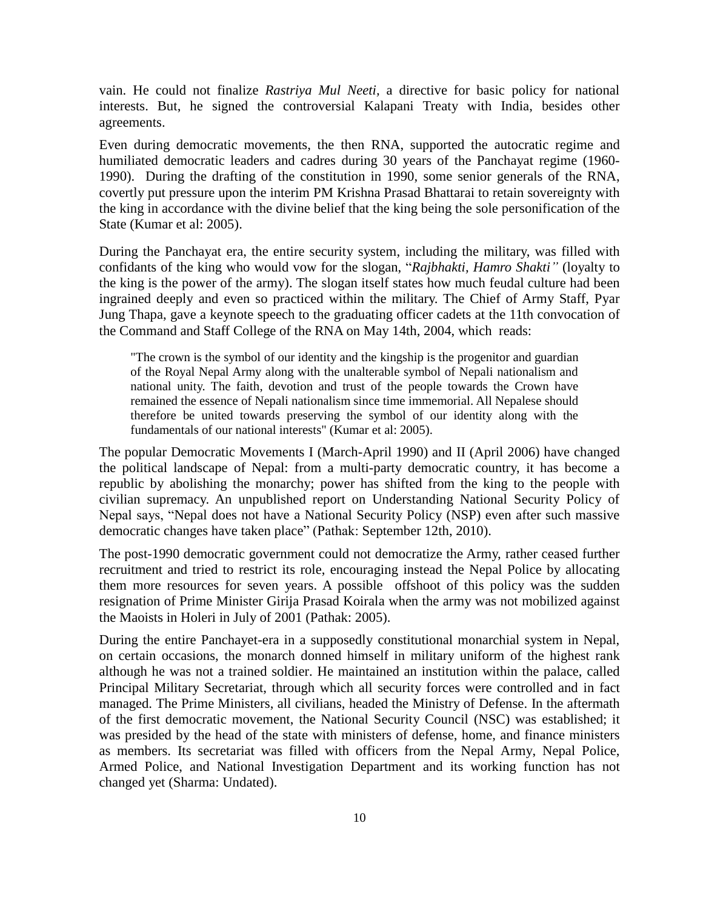vain. He could not finalize *Rastriya Mul Neeti,* a directive for basic policy for national interests. But, he signed the controversial Kalapani Treaty with India, besides other agreements.

Even during democratic movements, the then RNA, supported the autocratic regime and humiliated democratic leaders and cadres during 30 years of the Panchayat regime (1960-1990). During the drafting of the constitution in 1990, some senior generals of the RNA, covertly put pressure upon the interim PM Krishna Prasad Bhattarai to retain sovereignty with the king in accordance with the divine belief that the king being the sole personification of the State (Kumar et al: 2005).

During the Panchayat era, the entire security system, including the military, was filled with confidants of the king who would vow for the slogan, "*Rajbhakti, Hamro Shakti"* (loyalty to the king is the power of the army). The slogan itself states how much feudal culture had been ingrained deeply and even so practiced within the military. The Chief of Army Staff, Pyar Jung Thapa, gave a keynote speech to the graduating officer cadets at the 11th convocation of the Command and Staff College of the RNA on May 14th, 2004, which reads:

> "The crown is the symbol of our identity and the kingship is the progenitor and guardian of the Royal Nepal Army along with the unalterable symbol of Nepali nationalism and national unity. The faith, devotion and trust of the people towards the Crown have remained the essence of Nepali nationalism since time immemorial. All Nepalese should therefore be united towards preserving the symbol of our identity along with the fundamentals of our national interests" (Kumar et al: 2005).

The popular Democratic Movements I (March-April 1990) and II (April 2006) have changed the political landscape of Nepal: from a multi-party democratic country, it has become a republic by abolishing the monarchy; power has shifted from the king to the people with civilian supremacy. An unpublished report on Understanding National Security Policy of Nepal says, "Nepal does not have a National Security Policy (NSP) even after such massive democratic changes have taken place" (Pathak: September 12th, 2010).

The post-1990 democratic government could not democratize the Army, rather ceased further recruitment and tried to restrict its role, encouraging instead the Nepal Police by allocating them more resources for seven years. A possible offshoot of this policy was the sudden resignation of Prime Minister Girija Prasad Koirala when the army was not mobilized against the Maoists in Holeri in July of 2001 (Pathak: 2005).

During the entire Panchayet-era in a supposedly constitutional monarchial system in Nepal, on certain occasions, the monarch donned himself in military uniform of the highest rank although he was not a trained soldier. He maintained an institution within the palace, called Principal Military Secretariat, through which all security forces were controlled and in fact managed. The Prime Ministers, all civilians, headed the Ministry of Defense. In the aftermath of the first democratic movement, the National Security Council (NSC) was established; it was presided by the head of the state with ministers of defense, home, and finance ministers as members. Its secretariat was filled with officers from the Nepal Army, Nepal Police, Armed Police, and National Investigation Department and its working function has not changed yet (Sharma: Undated).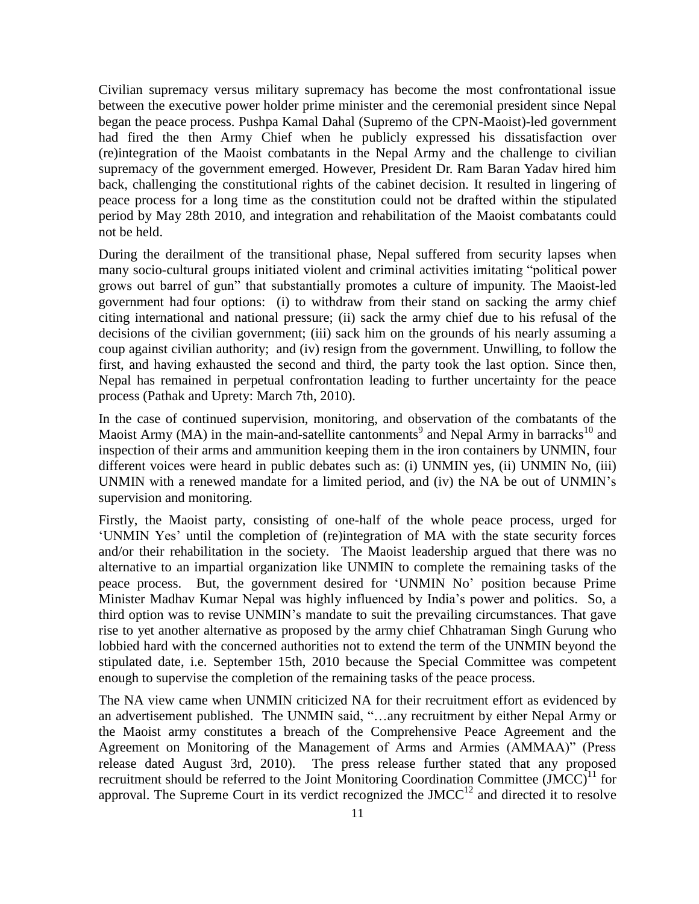Civilian supremacy versus military supremacy has become the most confrontational issue between the executive power holder prime minister and the ceremonial president since Nepal began the peace process. Pushpa Kamal Dahal (Supremo of the CPN-Maoist)-led government had fired the then Army Chief when he publicly expressed his dissatisfaction over (re)integration of the Maoist combatants in the Nepal Army and the challenge to civilian supremacy of the government emerged. However, President Dr. Ram Baran Yadav hired him back, challenging the constitutional rights of the cabinet decision. It resulted in lingering of peace process for a long time as the constitution could not be drafted within the stipulated period by May 28th 2010, and integration and rehabilitation of the Maoist combatants could not be held.

During the derailment of the transitional phase, Nepal suffered from security lapses when many socio-cultural groups initiated violent and criminal activities imitating "political power grows out barrel of gun" that substantially promotes a culture of impunity. The Maoist-led government had four options: (i) to withdraw from their stand on sacking the army chief citing international and national pressure; (ii) sack the army chief due to his refusal of the decisions of the civilian government; (iii) sack him on the grounds of his nearly assuming a coup against civilian authority; and (iv) resign from the government. Unwilling, to follow the first, and having exhausted the second and third, the party took the last option. Since then, Nepal has remained in perpetual confrontation leading to further uncertainty for the peace process (Pathak and Uprety: March 7th, 2010).

In the case of continued supervision, monitoring, and observation of the combatants of the Maoist Army (MA) in the main-and-satellite cantonments[9] and Nepal Army in barracks[10] and inspection of their arms and ammunition keeping them in the iron containers by UNMIN, four different voices were heard in public debates such as: (i) UNMIN yes, (ii) UNMIN No, (iii) UNMIN with a renewed mandate for a limited period, and (iv) the NA be out of UNMIN's supervision and monitoring.

Firstly, the Maoist party, consisting of one-half of the whole peace process, urged for 'UNMIN Yes' until the completion of (re)integration of MA with the state security forces and/or their rehabilitation in the society. The Maoist leadership argued that there was no alternative to an impartial organization like UNMIN to complete the remaining tasks of the peace process. But, the government desired for 'UNMIN No' position because Prime Minister Madhav Kumar Nepal was highly influenced by India's power and politics. So, a third option was to revise UNMIN's mandate to suit the prevailing circumstances. That gave rise to yet another alternative as proposed by the army chief Chhatraman Singh Gurung who lobbied hard with the concerned authorities not to extend the term of the UNMIN beyond the stipulated date, i.e. September 15th, 2010 because the Special Committee was competent enough to supervise the completion of the remaining tasks of the peace process.

The NA view came when UNMIN criticized NA for their recruitment effort as evidenced by an advertisement published. The UNMIN said, "…any recruitment by either Nepal Army or the Maoist army constitutes a breach of the Comprehensive Peace Agreement and the Agreement on Monitoring of the Management of Arms and Armies (AMMAA)" (Press release dated August 3rd, 2010). The press release further stated that any proposed recruitment should be referred to the Joint Monitoring Coordination Committee (JMCC)[11] for approval. The Supreme Court in its verdict recognized the JMCC[12] and directed it to resolve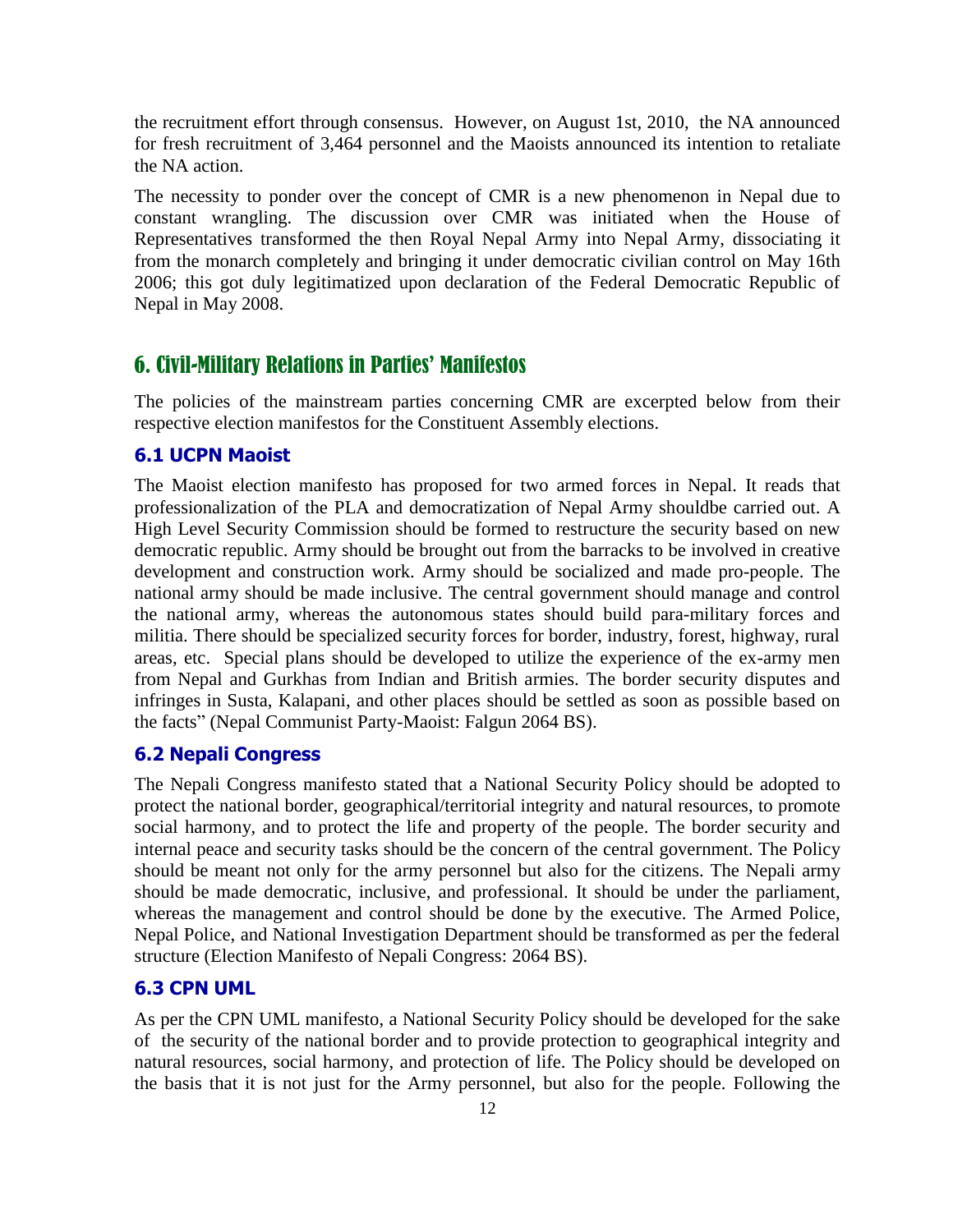the recruitment effort through consensus. However, on August 1st, 2010, the NA announced for fresh recruitment of 3,464 personnel and the Maoists announced its intention to retaliate the NA action.

The necessity to ponder over the concept of CMR is a new phenomenon in Nepal due to constant wrangling. The discussion over CMR was initiated when the House of Representatives transformed the then Royal Nepal Army into Nepal Army, dissociating it from the monarch completely and bringing it under democratic civilian control on May 16th 2006; this got duly legitimatized upon declaration of the Federal Democratic Republic of Nepal in May 2008.

## 6. Civil-Military Relations in Parties' Manifestos

The policies of the mainstream parties concerning CMR are excerpted below from their respective election manifestos for the Constituent Assembly elections.

### 6.1 UCPN Maoist

The Maoist election manifesto has proposed for two armed forces in Nepal. It reads that professionalization of the PLA and democratization of Nepal Army shouldbe carried out. A High Level Security Commission should be formed to restructure the security based on new democratic republic. Army should be brought out from the barracks to be involved in creative development and construction work. Army should be socialized and made pro-people. The national army should be made inclusive. The central government should manage and control the national army, whereas the autonomous states should build para-military forces and militia. There should be specialized security forces for border, industry, forest, highway, rural areas, etc. Special plans should be developed to utilize the experience of the ex-army men from Nepal and Gurkhas from Indian and British armies. The border security disputes and infringes in Susta, Kalapani, and other places should be settled as soon as possible based on the facts" (Nepal Communist Party-Maoist: Falgun 2064 BS).

### 6.2 Nepali Congress

The Nepali Congress manifesto stated that a National Security Policy should be adopted to protect the national border, geographical/territorial integrity and natural resources, to promote social harmony, and to protect the life and property of the people. The border security and internal peace and security tasks should be the concern of the central government. The Policy should be meant not only for the army personnel but also for the citizens. The Nepali army should be made democratic, inclusive, and professional. It should be under the parliament, whereas the management and control should be done by the executive. The Armed Police, Nepal Police, and National Investigation Department should be transformed as per the federal structure (Election Manifesto of Nepali Congress: 2064 BS).

### 6.3 CPN UML

As per the CPN UML manifesto, a National Security Policy should be developed for the sake of the security of the national border and to provide protection to geographical integrity and natural resources, social harmony, and protection of life. The Policy should be developed on the basis that it is not just for the Army personnel, but also for the people. Following the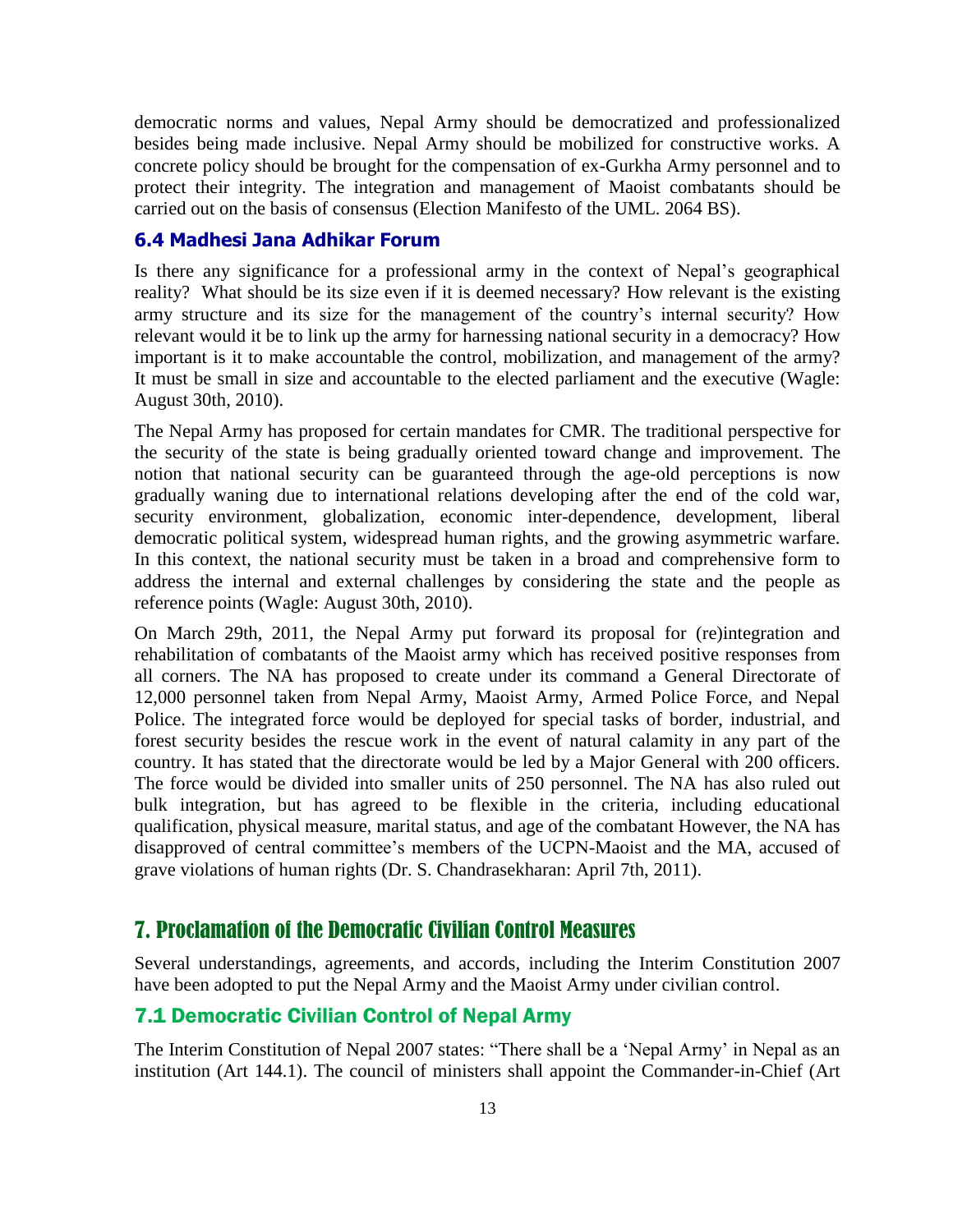democratic norms and values, Nepal Army should be democratized and professionalized besides being made inclusive. Nepal Army should be mobilized for constructive works. A concrete policy should be brought for the compensation of ex-Gurkha Army personnel and to protect their integrity. The integration and management of Maoist combatants should be carried out on the basis of consensus (Election Manifesto of the UML. 2064 BS).

### 6.4 Madhesi Jana Adhikar Forum

Is there any significance for a professional army in the context of Nepal's geographical reality? What should be its size even if it is deemed necessary? How relevant is the existing army structure and its size for the management of the country's internal security? How relevant would it be to link up the army for harnessing national security in a democracy? How important is it to make accountable the control, mobilization, and management of the army? It must be small in size and accountable to the elected parliament and the executive (Wagle: August 30th, 2010).

The Nepal Army has proposed for certain mandates for CMR. The traditional perspective for the security of the state is being gradually oriented toward change and improvement. The notion that national security can be guaranteed through the age-old perceptions is now gradually waning due to international relations developing after the end of the cold war, security environment, globalization, economic inter-dependence, development, liberal democratic political system, widespread human rights, and the growing asymmetric warfare. In this context, the national security must be taken in a broad and comprehensive form to address the internal and external challenges by considering the state and the people as reference points (Wagle: August 30th, 2010).

On March 29th, 2011, the Nepal Army put forward its proposal for (re)integration and rehabilitation of combatants of the Maoist army which has received positive responses from all corners. The NA has proposed to create under its command a General Directorate of 12,000 personnel taken from Nepal Army, Maoist Army, Armed Police Force, and Nepal Police. The integrated force would be deployed for special tasks of border, industrial, and forest security besides the rescue work in the event of natural calamity in any part of the country. It has stated that the directorate would be led by a Major General with 200 officers. The force would be divided into smaller units of 250 personnel. The NA has also ruled out bulk integration, but has agreed to be flexible in the criteria, including educational qualification, physical measure, marital status, and age of the combatant However, the NA has disapproved of central committee's members of the UCPN-Maoist and the MA, accused of grave violations of human rights (Dr. S. Chandrasekharan: April 7th, 2011).

## 7. Proclamation of the Democratic Civilian Control Measures

Several understandings, agreements, and accords, including the Interim Constitution 2007 have been adopted to put the Nepal Army and the Maoist Army under civilian control.

### 7.1 Democratic Civilian Control of Nepal Army

The Interim Constitution of Nepal 2007 states: "There shall be a 'Nepal Army' in Nepal as an institution (Art 144.1). The council of ministers shall appoint the Commander-in-Chief (Art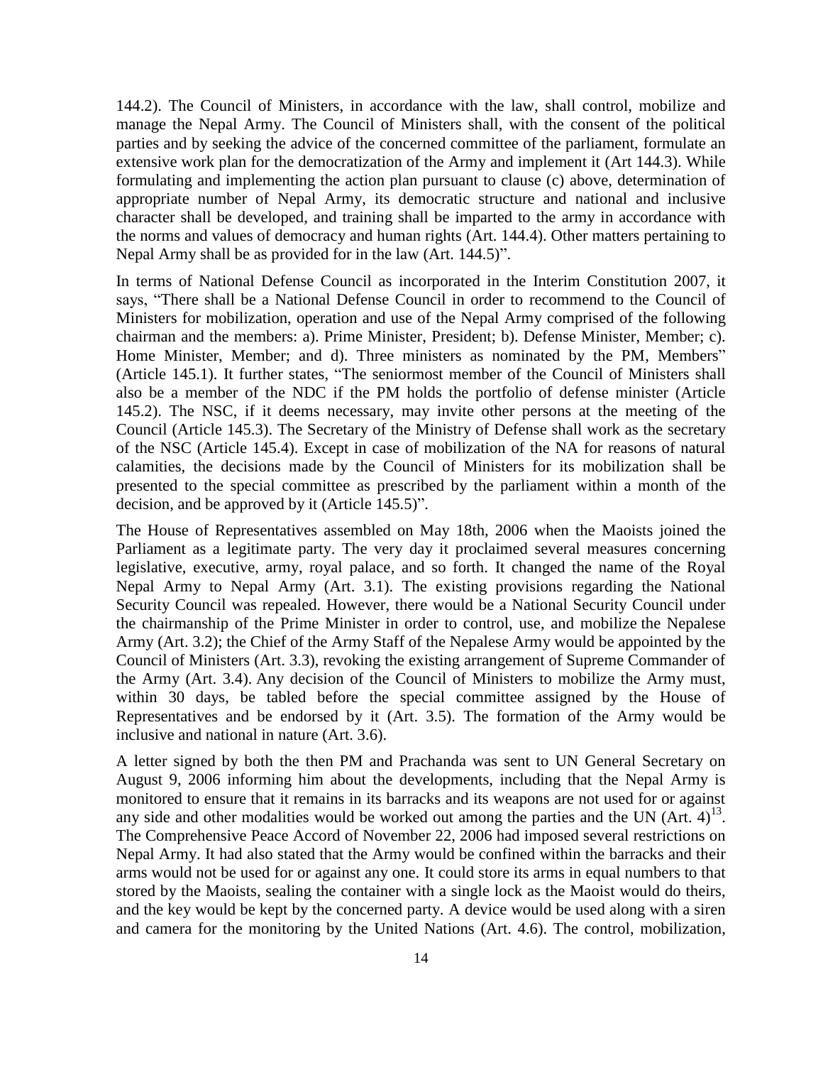144.2). The Council of Ministers, in accordance with the law, shall control, mobilize and manage the Nepal Army. The Council of Ministers shall, with the consent of the political parties and by seeking the advice of the concerned committee of the parliament, formulate an extensive work plan for the democratization of the Army and implement it (Art 144.3). While formulating and implementing the action plan pursuant to clause (c) above, determination of appropriate number of Nepal Army, its democratic structure and national and inclusive character shall be developed, and training shall be imparted to the army in accordance with the norms and values of democracy and human rights (Art. 144.4). Other matters pertaining to Nepal Army shall be as provided for in the law (Art. 144.5)".

In terms of National Defense Council as incorporated in the Interim Constitution 2007, it says, "There shall be a National Defense Council in order to recommend to the Council of Ministers for mobilization, operation and use of the Nepal Army comprised of the following chairman and the members: a). Prime Minister, President; b). Defense Minister, Member; c). Home Minister, Member; and d). Three ministers as nominated by the PM, Members" (Article 145.1). It further states, "The seniormost member of the Council of Ministers shall also be a member of the NDC if the PM holds the portfolio of defense minister (Article 145.2). The NSC, if it deems necessary, may invite other persons at the meeting of the Council (Article 145.3). The Secretary of the Ministry of Defense shall work as the secretary of the NSC (Article 145.4). Except in case of mobilization of the NA for reasons of natural calamities, the decisions made by the Council of Ministers for its mobilization shall be presented to the special committee as prescribed by the parliament within a month of the decision, and be approved by it (Article 145.5)".

The House of Representatives assembled on May 18th, 2006 when the Maoists joined the Parliament as a legitimate party. The very day it proclaimed several measures concerning legislative, executive, army, royal palace, and so forth. It changed the name of the Royal Nepal Army to Nepal Army (Art. 3.1). The existing provisions regarding the National Security Council was repealed. However, there would be a National Security Council under the chairmanship of the Prime Minister in order to control, use, and mobilize the Nepalese Army (Art. 3.2); the Chief of the Army Staff of the Nepalese Army would be appointed by the Council of Ministers (Art. 3.3), revoking the existing arrangement of Supreme Commander of the Army (Art. 3.4). Any decision of the Council of Ministers to mobilize the Army must, within 30 days, be tabled before the special committee assigned by the House of Representatives and be endorsed by it (Art. 3.5). The formation of the Army would be inclusive and national in nature (Art. 3.6).

A letter signed by both the then PM and Prachanda was sent to UN General Secretary on August 9, 2006 informing him about the developments, including that the Nepal Army is monitored to ensure that it remains in its barracks and its weapons are not used for or against any side and other modalities would be worked out among the parties and the UN (Art. 4)[13]. The Comprehensive Peace Accord of November 22, 2006 had imposed several restrictions on Nepal Army. It had also stated that the Army would be confined within the barracks and their arms would not be used for or against any one. It could store its arms in equal numbers to that stored by the Maoists, sealing the container with a single lock as the Maoist would do theirs, and the key would be kept by the concerned party. A device would be used along with a siren and camera for the monitoring by the United Nations (Art. 4.6). The control, mobilization,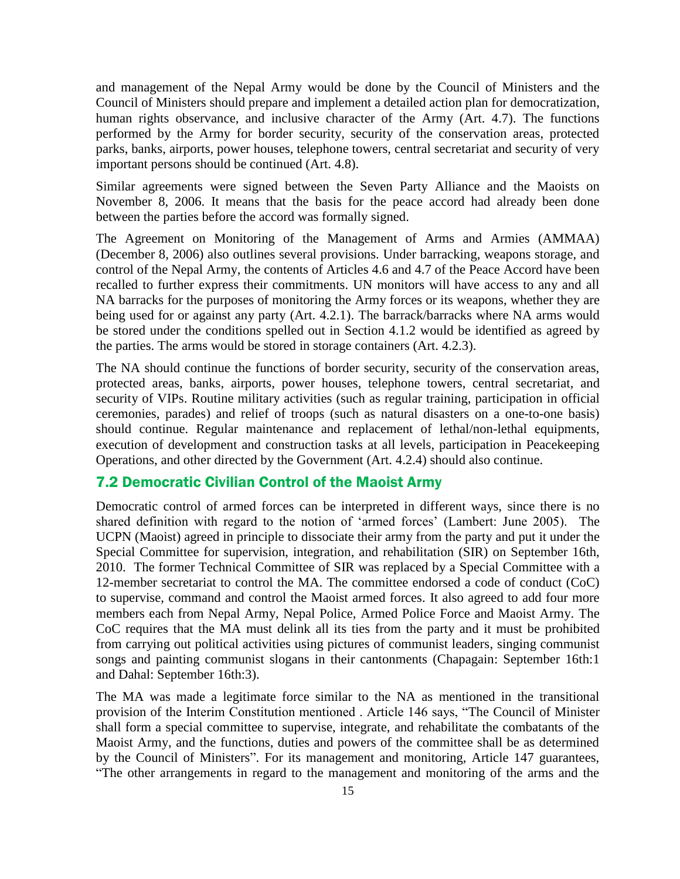and management of the Nepal Army would be done by the Council of Ministers and the Council of Ministers should prepare and implement a detailed action plan for democratization, human rights observance, and inclusive character of the Army (Art. 4.7). The functions performed by the Army for border security, security of the conservation areas, protected parks, banks, airports, power houses, telephone towers, central secretariat and security of very important persons should be continued (Art. 4.8).

Similar agreements were signed between the Seven Party Alliance and the Maoists on November 8, 2006. It means that the basis for the peace accord had already been done between the parties before the accord was formally signed.

The Agreement on Monitoring of the Management of Arms and Armies (AMMAA) (December 8, 2006) also outlines several provisions. Under barracking, weapons storage, and control of the Nepal Army, the contents of Articles 4.6 and 4.7 of the Peace Accord have been recalled to further express their commitments. UN monitors will have access to any and all NA barracks for the purposes of monitoring the Army forces or its weapons, whether they are being used for or against any party (Art. 4.2.1). The barrack/barracks where NA arms would be stored under the conditions spelled out in Section 4.1.2 would be identified as agreed by the parties. The arms would be stored in storage containers (Art. 4.2.3).

The NA should continue the functions of border security, security of the conservation areas, protected areas, banks, airports, power houses, telephone towers, central secretariat, and security of VIPs. Routine military activities (such as regular training, participation in official ceremonies, parades) and relief of troops (such as natural disasters on a one-to-one basis) should continue. Regular maintenance and replacement of lethal/non-lethal equipments, execution of development and construction tasks at all levels, participation in Peacekeeping Operations, and other directed by the Government (Art. 4.2.4) should also continue.

## 7.2 Democratic Civilian Control of the Maoist Army

Democratic control of armed forces can be interpreted in different ways, since there is no shared definition with regard to the notion of 'armed forces' (Lambert: June 2005). The UCPN (Maoist) agreed in principle to dissociate their army from the party and put it under the Special Committee for supervision, integration, and rehabilitation (SIR) on September 16th, 2010. The former Technical Committee of SIR was replaced by a Special Committee with a 12-member secretariat to control the MA. The committee endorsed a code of conduct (CoC) to supervise, command and control the Maoist armed forces. It also agreed to add four more members each from Nepal Army, Nepal Police, Armed Police Force and Maoist Army. The CoC requires that the MA must delink all its ties from the party and it must be prohibited from carrying out political activities using pictures of communist leaders, singing communist songs and painting communist slogans in their cantonments (Chapagain: September 16th:1 and Dahal: September 16th:3).

The MA was made a legitimate force similar to the NA as mentioned in the transitional provision of the Interim Constitution mentioned . Article 146 says, "The Council of Minister shall form a special committee to supervise, integrate, and rehabilitate the combatants of the Maoist Army, and the functions, duties and powers of the committee shall be as determined by the Council of Ministers". For its management and monitoring, Article 147 guarantees, "The other arrangements in regard to the management and monitoring of the arms and the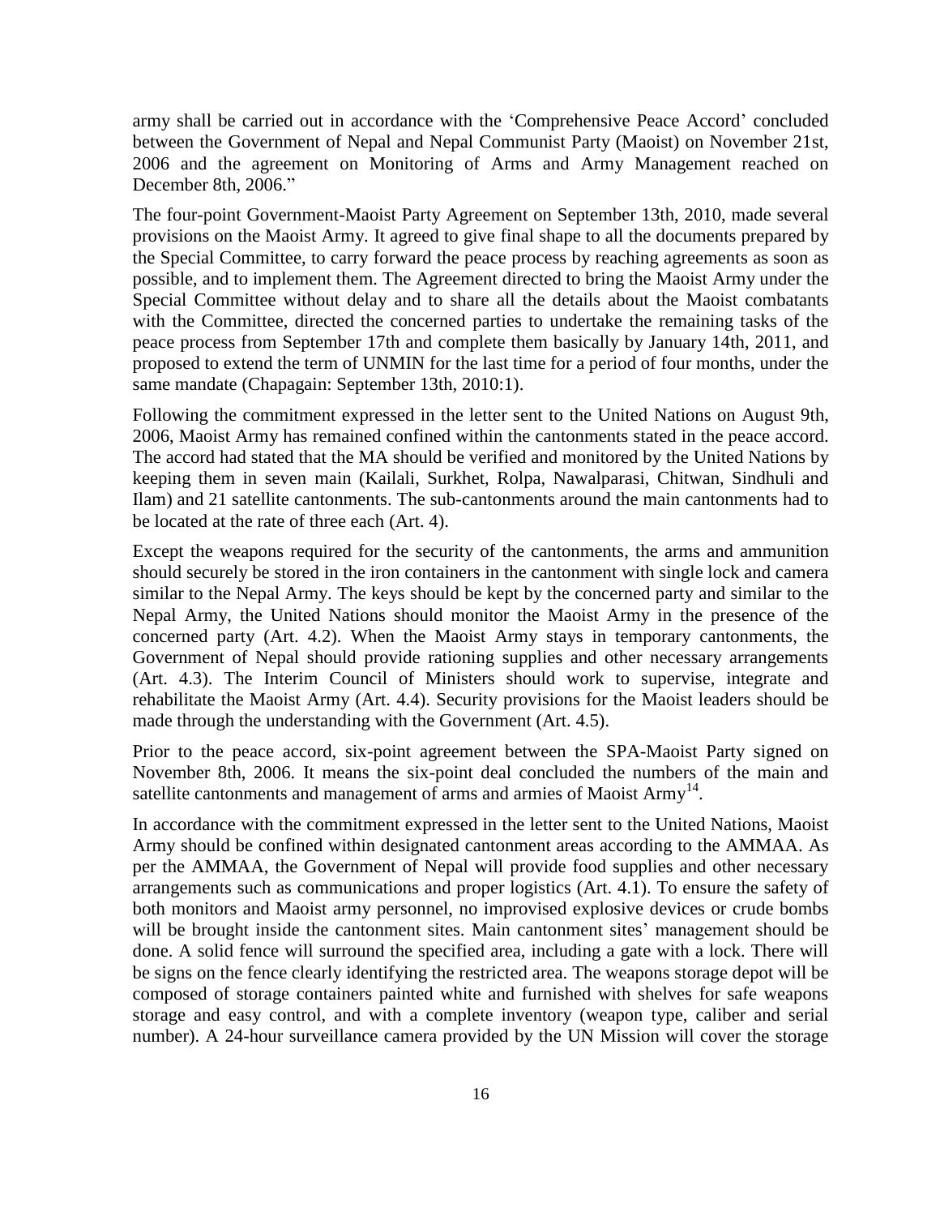army shall be carried out in accordance with the 'Comprehensive Peace Accord' concluded between the Government of Nepal and Nepal Communist Party (Maoist) on November 21st, 2006 and the agreement on Monitoring of Arms and Army Management reached on December 8th, 2006."

The four-point Government-Maoist Party Agreement on September 13th, 2010, made several provisions on the Maoist Army. It agreed to give final shape to all the documents prepared by the Special Committee, to carry forward the peace process by reaching agreements as soon as possible, and to implement them. The Agreement directed to bring the Maoist Army under the Special Committee without delay and to share all the details about the Maoist combatants with the Committee, directed the concerned parties to undertake the remaining tasks of the peace process from September 17th and complete them basically by January 14th, 2011, and proposed to extend the term of UNMIN for the last time for a period of four months, under the same mandate (Chapagain: September 13th, 2010:1).

Following the commitment expressed in the letter sent to the United Nations on August 9th, 2006, Maoist Army has remained confined within the cantonments stated in the peace accord. The accord had stated that the MA should be verified and monitored by the United Nations by keeping them in seven main (Kailali, Surkhet, Rolpa, Nawalparasi, Chitwan, Sindhuli and Ilam) and 21 satellite cantonments. The sub-cantonments around the main cantonments had to be located at the rate of three each (Art. 4).

Except the weapons required for the security of the cantonments, the arms and ammunition should securely be stored in the iron containers in the cantonment with single lock and camera similar to the Nepal Army. The keys should be kept by the concerned party and similar to the Nepal Army, the United Nations should monitor the Maoist Army in the presence of the concerned party (Art. 4.2). When the Maoist Army stays in temporary cantonments, the Government of Nepal should provide rationing supplies and other necessary arrangements (Art. 4.3). The Interim Council of Ministers should work to supervise, integrate and rehabilitate the Maoist Army (Art. 4.4). Security provisions for the Maoist leaders should be made through the understanding with the Government (Art. 4.5).

Prior to the peace accord, six-point agreement between the SPA-Maoist Party signed on November 8th, 2006. It means the six-point deal concluded the numbers of the main and satellite cantonments and management of arms and armies of Maoist Army[14].

In accordance with the commitment expressed in the letter sent to the United Nations, Maoist Army should be confined within designated cantonment areas according to the AMMAA. As per the AMMAA, the Government of Nepal will provide food supplies and other necessary arrangements such as communications and proper logistics (Art. 4.1). To ensure the safety of both monitors and Maoist army personnel, no improvised explosive devices or crude bombs will be brought inside the cantonment sites. Main cantonment sites' management should be done. A solid fence will surround the specified area, including a gate with a lock. There will be signs on the fence clearly identifying the restricted area. The weapons storage depot will be composed of storage containers painted white and furnished with shelves for safe weapons storage and easy control, and with a complete inventory (weapon type, caliber and serial number). A 24-hour surveillance camera provided by the UN Mission will cover the storage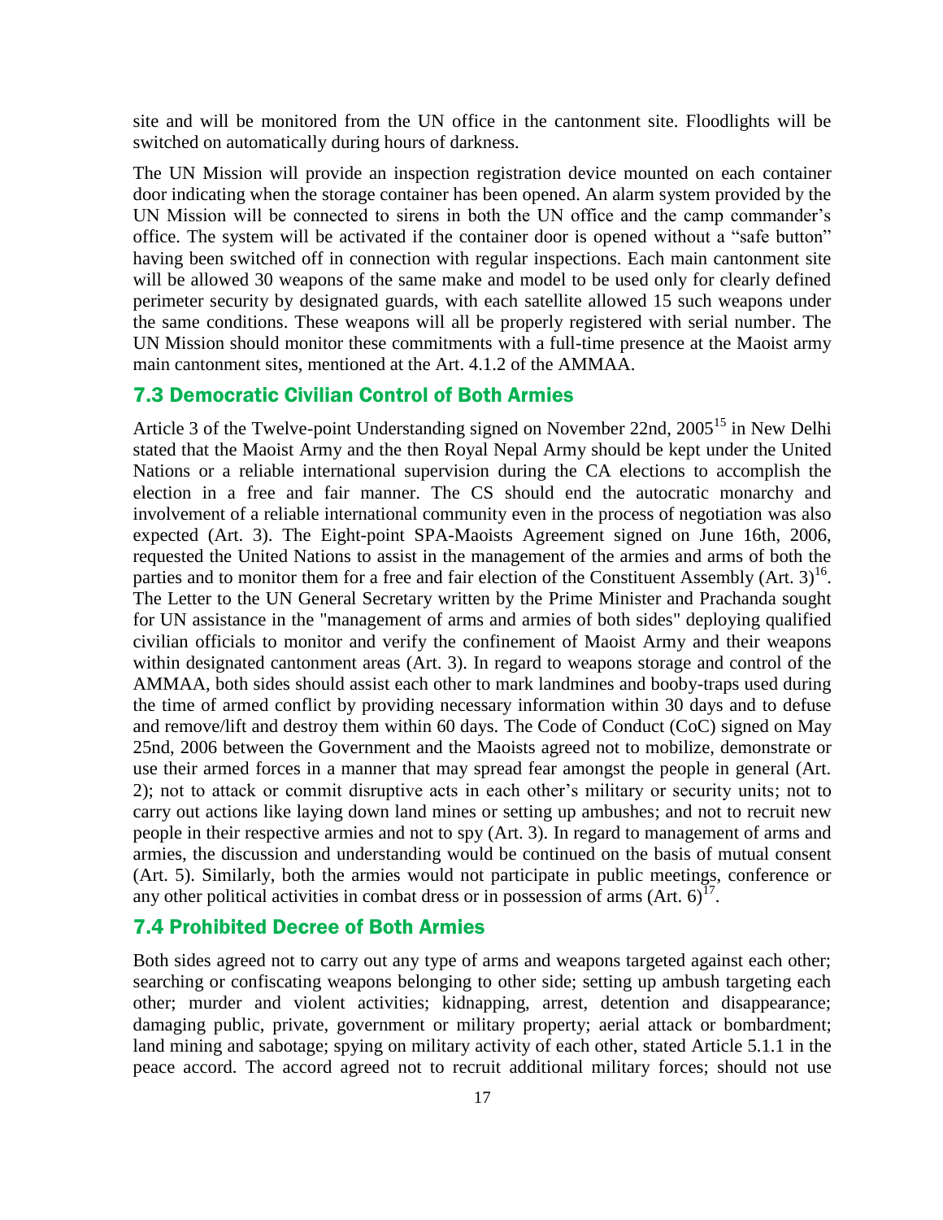site and will be monitored from the UN office in the cantonment site. Floodlights will be switched on automatically during hours of darkness.

The UN Mission will provide an inspection registration device mounted on each container door indicating when the storage container has been opened. An alarm system provided by the UN Mission will be connected to sirens in both the UN office and the camp commander's office. The system will be activated if the container door is opened without a "safe button" having been switched off in connection with regular inspections. Each main cantonment site will be allowed 30 weapons of the same make and model to be used only for clearly defined perimeter security by designated guards, with each satellite allowed 15 such weapons under the same conditions. These weapons will all be properly registered with serial number. The UN Mission should monitor these commitments with a full-time presence at the Maoist army main cantonment sites, mentioned at the Art. 4.1.2 of the AMMAA.

### 7.3 Democratic Civilian Control of Both Armies

Article 3 of the Twelve-point Understanding signed on November 22nd, 2005[15] in New Delhi stated that the Maoist Army and the then Royal Nepal Army should be kept under the United Nations or a reliable international supervision during the CA elections to accomplish the election in a free and fair manner. The CS should end the autocratic monarchy and involvement of a reliable international community even in the process of negotiation was also expected (Art. 3). The Eight-point SPA-Maoists Agreement signed on June 16th, 2006, requested the United Nations to assist in the management of the armies and arms of both the parties and to monitor them for a free and fair election of the Constituent Assembly (Art. 3)[16]. The Letter to the UN General Secretary written by the Prime Minister and Prachanda sought for UN assistance in the "management of arms and armies of both sides" deploying qualified civilian officials to monitor and verify the confinement of Maoist Army and their weapons within designated cantonment areas (Art. 3). In regard to weapons storage and control of the AMMAA, both sides should assist each other to mark landmines and booby-traps used during the time of armed conflict by providing necessary information within 30 days and to defuse and remove/lift and destroy them within 60 days. The Code of Conduct (CoC) signed on May 25nd, 2006 between the Government and the Maoists agreed not to mobilize, demonstrate or use their armed forces in a manner that may spread fear amongst the people in general (Art. 2); not to attack or commit disruptive acts in each other's military or security units; not to carry out actions like laying down land mines or setting up ambushes; and not to recruit new people in their respective armies and not to spy (Art. 3). In regard to management of arms and armies, the discussion and understanding would be continued on the basis of mutual consent (Art. 5). Similarly, both the armies would not participate in public meetings, conference or any other political activities in combat dress or in possession of arms (Art. 6)[17].

### 7.4 Prohibited Decree of Both Armies

Both sides agreed not to carry out any type of arms and weapons targeted against each other; searching or confiscating weapons belonging to other side; setting up ambush targeting each other; murder and violent activities; kidnapping, arrest, detention and disappearance; damaging public, private, government or military property; aerial attack or bombardment; land mining and sabotage; spying on military activity of each other, stated Article 5.1.1 in the peace accord. The accord agreed not to recruit additional military forces; should not use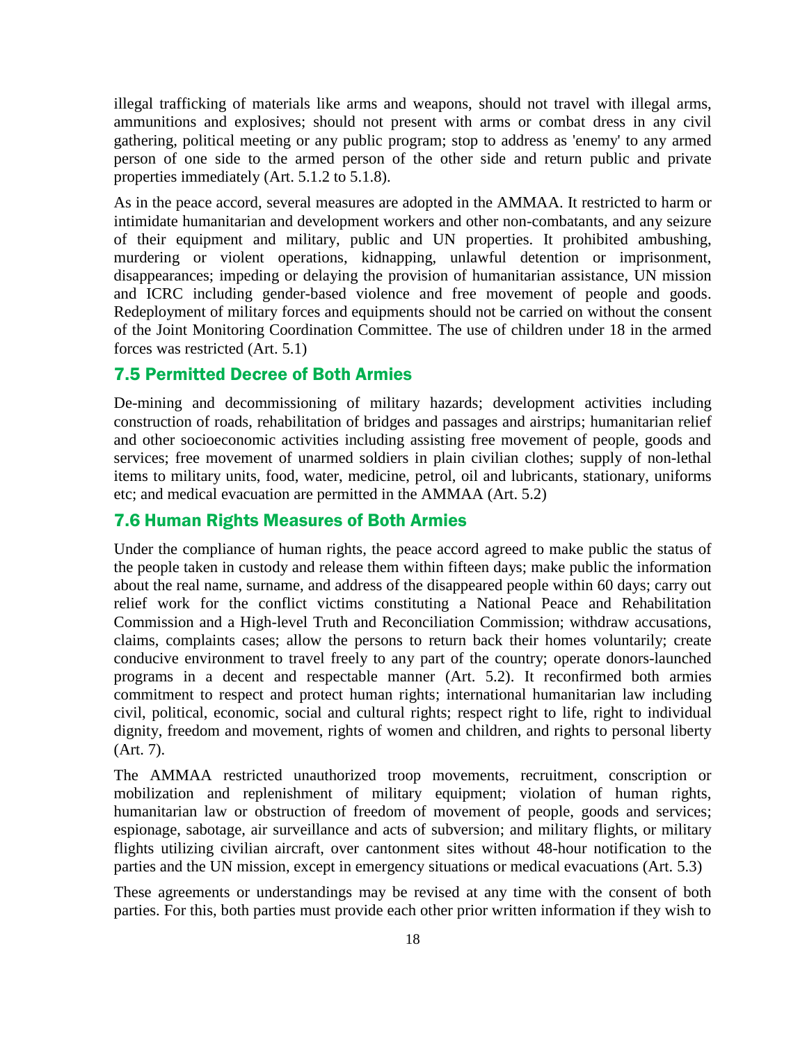illegal trafficking of materials like arms and weapons, should not travel with illegal arms, ammunitions and explosives; should not present with arms or combat dress in any civil gathering, political meeting or any public program; stop to address as 'enemy' to any armed person of one side to the armed person of the other side and return public and private properties immediately (Art. 5.1.2 to 5.1.8).

As in the peace accord, several measures are adopted in the AMMAA. It restricted to harm or intimidate humanitarian and development workers and other non-combatants, and any seizure of their equipment and military, public and UN properties. It prohibited ambushing, murdering or violent operations, kidnapping, unlawful detention or imprisonment, disappearances; impeding or delaying the provision of humanitarian assistance, UN mission and ICRC including gender-based violence and free movement of people and goods. Redeployment of military forces and equipments should not be carried on without the consent of the Joint Monitoring Coordination Committee. The use of children under 18 in the armed forces was restricted (Art. 5.1)

## 7.5 Permitted Decree of Both Armies

De-mining and decommissioning of military hazards; development activities including construction of roads, rehabilitation of bridges and passages and airstrips; humanitarian relief and other socioeconomic activities including assisting free movement of people, goods and services; free movement of unarmed soldiers in plain civilian clothes; supply of non-lethal items to military units, food, water, medicine, petrol, oil and lubricants, stationary, uniforms etc; and medical evacuation are permitted in the AMMAA (Art. 5.2)

## 7.6 Human Rights Measures of Both Armies

Under the compliance of human rights, the peace accord agreed to make public the status of the people taken in custody and release them within fifteen days; make public the information about the real name, surname, and address of the disappeared people within 60 days; carry out relief work for the conflict victims constituting a National Peace and Rehabilitation Commission and a High-level Truth and Reconciliation Commission; withdraw accusations, claims, complaints cases; allow the persons to return back their homes voluntarily; create conducive environment to travel freely to any part of the country; operate donors-launched programs in a decent and respectable manner (Art. 5.2). It reconfirmed both armies commitment to respect and protect human rights; international humanitarian law including civil, political, economic, social and cultural rights; respect right to life, right to individual dignity, freedom and movement, rights of women and children, and rights to personal liberty (Art. 7).

The AMMAA restricted unauthorized troop movements, recruitment, conscription or mobilization and replenishment of military equipment; violation of human rights, humanitarian law or obstruction of freedom of movement of people, goods and services; espionage, sabotage, air surveillance and acts of subversion; and military flights, or military flights utilizing civilian aircraft, over cantonment sites without 48-hour notification to the parties and the UN mission, except in emergency situations or medical evacuations (Art. 5.3)

These agreements or understandings may be revised at any time with the consent of both parties. For this, both parties must provide each other prior written information if they wish to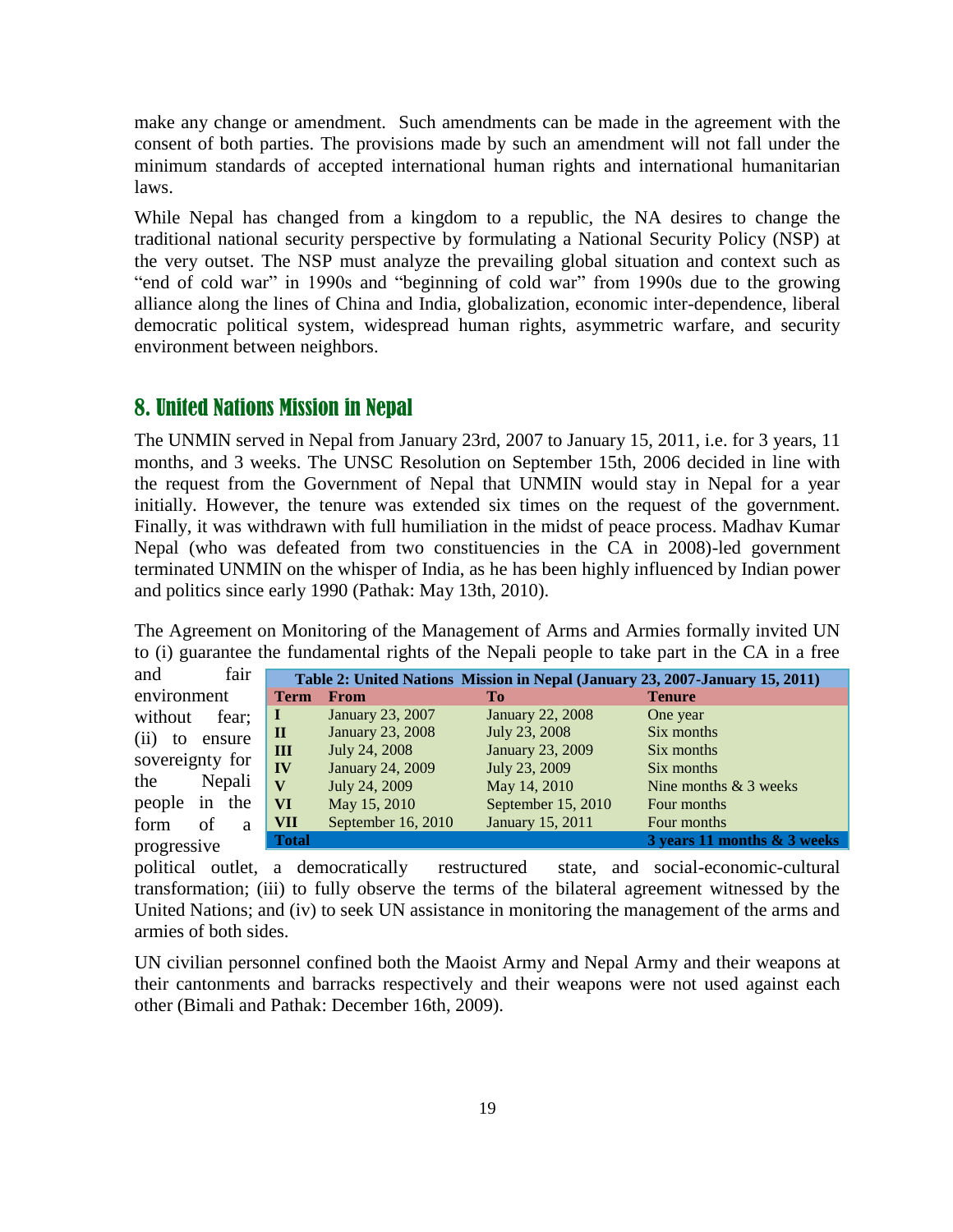make any change or amendment. Such amendments can be made in the agreement with the consent of both parties. The provisions made by such an amendment will not fall under the minimum standards of accepted international human rights and international humanitarian laws.

While Nepal has changed from a kingdom to a republic, the NA desires to change the traditional national security perspective by formulating a National Security Policy (NSP) at the very outset. The NSP must analyze the prevailing global situation and context such as "end of cold war" in 1990s and "beginning of cold war" from 1990s due to the growing alliance along the lines of China and India, globalization, economic inter-dependence, liberal democratic political system, widespread human rights, asymmetric warfare, and security environment between neighbors.

## 8. United Nations Mission in Nepal

The UNMIN served in Nepal from January 23rd, 2007 to January 15, 2011, i.e. for 3 years, 11 months, and 3 weeks. The UNSC Resolution on September 15th, 2006 decided in line with the request from the Government of Nepal that UNMIN would stay in Nepal for a year initially. However, the tenure was extended six times on the request of the government. Finally, it was withdrawn with full humiliation in the midst of peace process. Madhav Kumar Nepal (who was defeated from two constituencies in the CA in 2008)-led government terminated UNMIN on the whisper of India, as he has been highly influenced by Indian power and politics since early 1990 (Pathak: May 13th, 2010).

The Agreement on Monitoring of the Management of Arms and Armies formally invited UN to (i) guarantee the fundamental rights of the Nepali people to take part in the CA in a free and fair environment without fear; (ii) to ensure sovereignty for the Nepali people in the form of a progressive political outlet, a democratically restructured state, and social-economic-cultural transformation; (iii) to fully observe the terms of the bilateral agreement witnessed by the United Nations; and (iv) to seek UN assistance in monitoring the management of the arms and armies of both sides.

**Table 2: United Nations Mission in Nepal (January 23, 2007-January 15, 2011)**

| Term | From | To | Tenure |
|---|---|---|---|
| I | January 23, 2007 | January 22, 2008 | One year |
| II | January 23, 2008 | July 23, 2008 | Six months |
| III | July 24, 2008 | January 23, 2009 | Six months |
| IV | January 24, 2009 | July 23, 2009 | Six months |
| V | July 24, 2009 | May 14, 2010 | Nine months & 3 weeks |
| VI | May 15, 2010 | September 15, 2010 | Four months |
| VII | September 16, 2010 | January 15, 2011 | Four months |
| **Total** | | | **3 years 11 months & 3 weeks** |

UN civilian personnel confined both the Maoist Army and Nepal Army and their weapons at their cantonments and barracks respectively and their weapons were not used against each other (Bimali and Pathak: December 16th, 2009).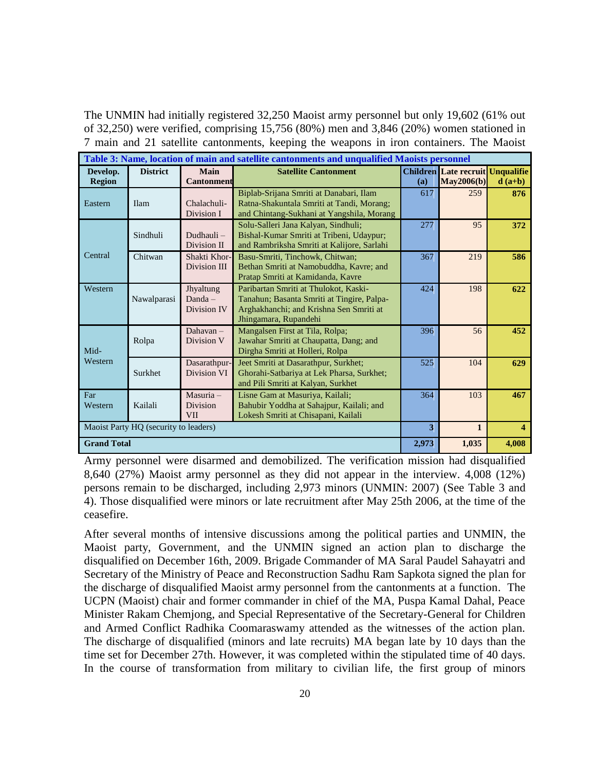The UNMIN had initially registered 32,250 Maoist army personnel but only 19,602 (61% out of 32,250) were verified, comprising 15,756 (80%) men and 3,846 (20%) women stationed in 7 main and 21 satellite cantonments, keeping the weapons in iron containers. The Maoist

**Table 3: Name, location of main and satellite cantonments and unqualified Maoists personnel**

| Develop. Region | District | Main Cantonment | Satellite Cantonment | Children (a) | Late recruit May2006(b) | Unqualified (a+b) |
|---|---|---|---|---|---|---|
| Eastern | Ilam | Chalachuli-Division I | Biplab-Srijana Smriti at Danabari, Ilam Ratna-Shakuntala Smriti at Tandi, Morang; and Chintang-Sukhani at Yangshila, Morang | 617 | 259 | **876** |
| Central | Sindhuli | Dudhauli – Division II | Solu-Salleri Jana Kalyan, Sindhuli; Bishal-Kumar Smriti at Tribeni, Udaypur; and Rambriksha Smriti at Kalijore, Sarlahi | 277 | 95 | **372** |
| | Chitwan | Shakti Khor-Division III | Basu-Smriti, Tinchowk, Chitwan; Bethan Smriti at Namobuddha, Kavre; and Pratap Smriti at Kamidanda, Kavre | 367 | 219 | **586** |
| Western | Nawalparasi | Jhyaltung Danda – Division IV | Paribartan Smriti at Thulokot, Kaski-Tanahun; Basanta Smriti at Tingire, Palpa-Arghakhanchi; and Krishna Sen Smriti at Jhingamara, Rupandehi | 424 | 198 | **622** |
| Mid-Western | Rolpa | Dahavan – Division V | Mangalsen First at Tila, Rolpa; Jawahar Smriti at Chaupatta, Dang; and Dirgha Smriti at Holleri, Rolpa | 396 | 56 | **452** |
| | Surkhet | Dasarathpur-Division VI | Jeet Smriti at Dasarathpur, Surkhet; Ghorahi-Satbariya at Lek Pharsa, Surkhet; and Pili Smriti at Kalyan, Surkhet | 525 | 104 | **629** |
| Far Western | Kailali | Masuria – Division VII | Lisne Gam at Masuriya, Kailali; Bahubir Yoddha at Sahajpur, Kailali; and Lokesh Smriti at Chisapani, Kailali | 364 | 103 | **467** |
| Maoist Party HQ (security to leaders) | | | | **3** | **1** | **4** |
| **Grand Total** | | | | **2,973** | **1,035** | **4,008** |

Army personnel were disarmed and demobilized. The verification mission had disqualified 8,640 (27%) Maoist army personnel as they did not appear in the interview. 4,008 (12%) persons remain to be discharged, including 2,973 minors (UNMIN: 2007) (See Table 3 and 4). Those disqualified were minors or late recruitment after May 25th 2006, at the time of the ceasefire.

After several months of intensive discussions among the political parties and UNMIN, the Maoist party, Government, and the UNMIN signed an action plan to discharge the disqualified on December 16th, 2009. Brigade Commander of MA Saral Paudel Sahayatri and Secretary of the Ministry of Peace and Reconstruction Sadhu Ram Sapkota signed the plan for the discharge of disqualified Maoist army personnel from the cantonments at a function. The UCPN (Maoist) chair and former commander in chief of the MA, Puspa Kamal Dahal, Peace Minister Rakam Chemjong, and Special Representative of the Secretary-General for Children and Armed Conflict Radhika Coomaraswamy attended as the witnesses of the action plan. The discharge of disqualified (minors and late recruits) MA began late by 10 days than the time set for December 27th. However, it was completed within the stipulated time of 40 days. In the course of transformation from military to civilian life, the first group of minors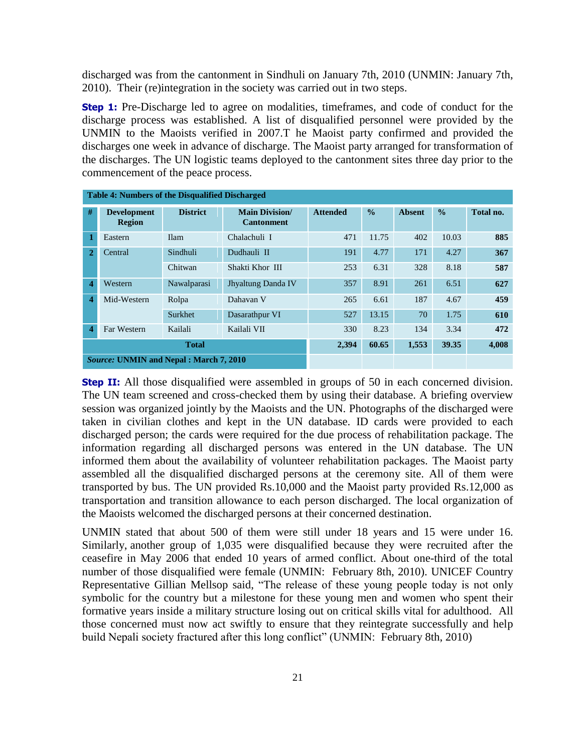discharged was from the cantonment in Sindhuli on January 7th, 2010 (UNMIN: January 7th, 2010). Their (re)integration in the society was carried out in two steps.

**Step 1:** Pre-Discharge led to agree on modalities, timeframes, and code of conduct for the discharge process was established. A list of disqualified personnel were provided by the UNMIN to the Maoists verified in 2007.T he Maoist party confirmed and provided the discharges one week in advance of discharge. The Maoist party arranged for transformation of the discharges. The UN logistic teams deployed to the cantonment sites three day prior to the commencement of the peace process.

**Table 4: Numbers of the Disqualified Discharged**

| # | Development Region | District | Main Division/ Cantonment | Attended | % | Absent | % | Total no. |
|---|---|---|---|---|---|---|---|---|
| 1 | Eastern | Ilam | Chalachuli I | 471 | 11.75 | 402 | 10.03 | **885** |
| 2 | Central | Sindhuli | Dudhauli II | 191 | 4.77 | 171 | 4.27 | **367** |
| | | Chitwan | Shakti Khor III | 253 | 6.31 | 328 | 8.18 | **587** |
| 4 | Western | Nawalparasi | Jhyaltung Danda IV | 357 | 8.91 | 261 | 6.51 | **627** |
| 4 | Mid-Western | Rolpa | Dahavan V | 265 | 6.61 | 187 | 4.67 | **459** |
| | | Surkhet | Dasarathpur VI | 527 | 13.15 | 70 | 1.75 | **610** |
| 4 | Far Western | Kailali | Kailali VII | 330 | 8.23 | 134 | 3.34 | **472** |
| | | | **Total** | **2,394** | **60.65** | **1,553** | **39.35** | **4,008** |

*Source:* **UNMIN and Nepal : March 7, 2010**

**Step II:** All those disqualified were assembled in groups of 50 in each concerned division. The UN team screened and cross-checked them by using their database. A briefing overview session was organized jointly by the Maoists and the UN. Photographs of the discharged were taken in civilian clothes and kept in the UN database. ID cards were provided to each discharged person; the cards were required for the due process of rehabilitation package. The information regarding all discharged persons was entered in the UN database. The UN informed them about the availability of volunteer rehabilitation packages. The Maoist party assembled all the disqualified discharged persons at the ceremony site. All of them were transported by bus. The UN provided Rs.10,000 and the Maoist party provided Rs.12,000 as transportation and transition allowance to each person discharged. The local organization of the Maoists welcomed the discharged persons at their concerned destination.

UNMIN stated that about 500 of them were still under 18 years and 15 were under 16. Similarly, another group of 1,035 were disqualified because they were recruited after the ceasefire in May 2006 that ended 10 years of armed conflict. About one-third of the total number of those disqualified were female (UNMIN: February 8th, 2010). UNICEF Country Representative Gillian Mellsop said, "The release of these young people today is not only symbolic for the country but a milestone for these young men and women who spent their formative years inside a military structure losing out on critical skills vital for adulthood. All those concerned must now act swiftly to ensure that they reintegrate successfully and help build Nepali society fractured after this long conflict" (UNMIN: February 8th, 2010)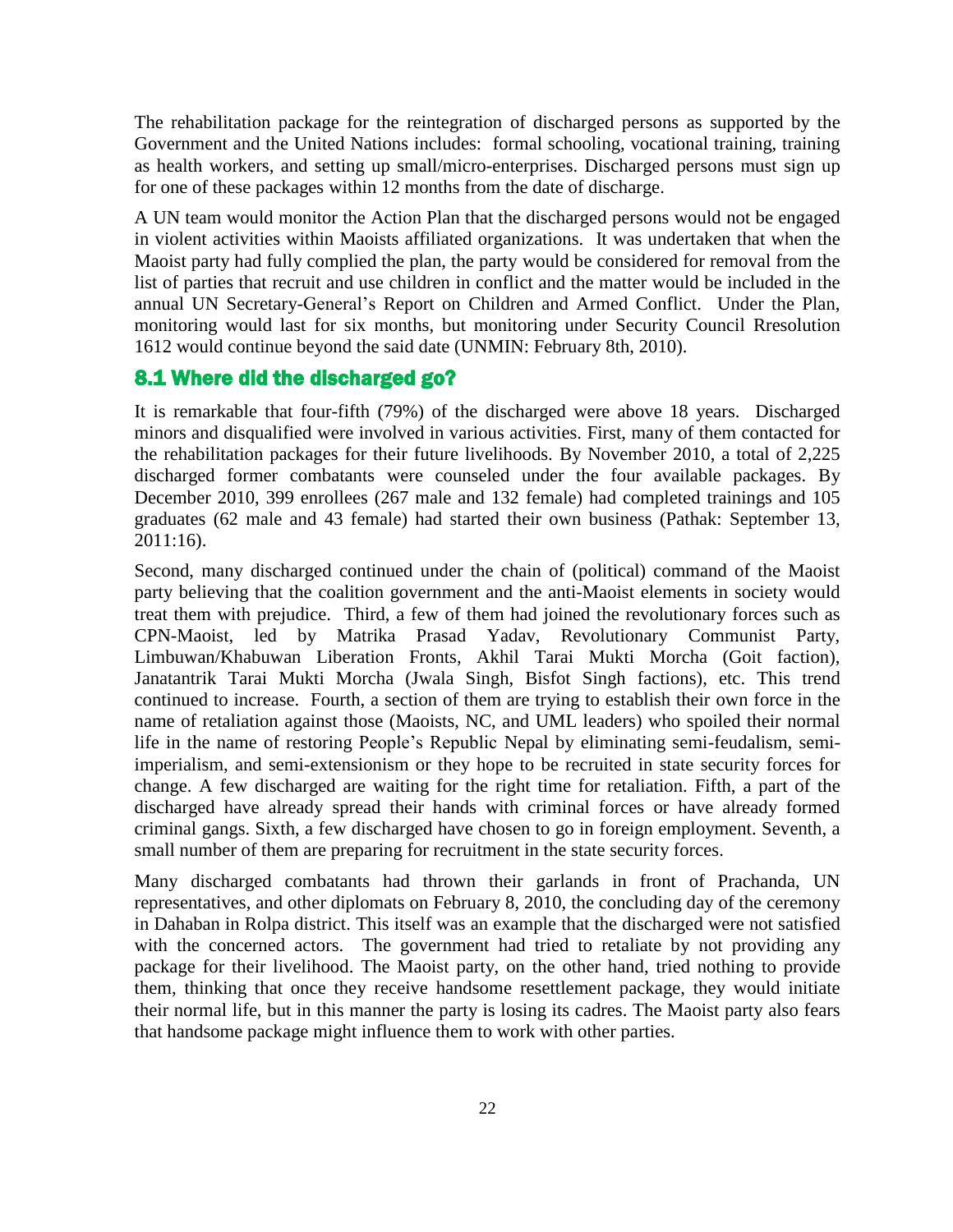The rehabilitation package for the reintegration of discharged persons as supported by the Government and the United Nations includes: formal schooling, vocational training, training as health workers, and setting up small/micro-enterprises. Discharged persons must sign up for one of these packages within 12 months from the date of discharge.

A UN team would monitor the Action Plan that the discharged persons would not be engaged in violent activities within Maoists affiliated organizations. It was undertaken that when the Maoist party had fully complied the plan, the party would be considered for removal from the list of parties that recruit and use children in conflict and the matter would be included in the annual UN Secretary-General's Report on Children and Armed Conflict. Under the Plan, monitoring would last for six months, but monitoring under Security Council Rresolution 1612 would continue beyond the said date (UNMIN: February 8th, 2010).

## 8.1 Where did the discharged go?

It is remarkable that four-fifth (79%) of the discharged were above 18 years. Discharged minors and disqualified were involved in various activities. First, many of them contacted for the rehabilitation packages for their future livelihoods. By November 2010, a total of 2,225 discharged former combatants were counseled under the four available packages. By December 2010, 399 enrollees (267 male and 132 female) had completed trainings and 105 graduates (62 male and 43 female) had started their own business (Pathak: September 13, 2011:16).

Second, many discharged continued under the chain of (political) command of the Maoist party believing that the coalition government and the anti-Maoist elements in society would treat them with prejudice. Third, a few of them had joined the revolutionary forces such as CPN-Maoist, led by Matrika Prasad Yadav, Revolutionary Communist Party, Limbuwan/Khabuwan Liberation Fronts, Akhil Tarai Mukti Morcha (Goit faction), Janatantrik Tarai Mukti Morcha (Jwala Singh, Bisfot Singh factions), etc. This trend continued to increase. Fourth, a section of them are trying to establish their own force in the name of retaliation against those (Maoists, NC, and UML leaders) who spoiled their normal life in the name of restoring People's Republic Nepal by eliminating semi-feudalism, semi-imperialism, and semi-extensionism or they hope to be recruited in state security forces for change. A few discharged are waiting for the right time for retaliation. Fifth, a part of the discharged have already spread their hands with criminal forces or have already formed criminal gangs. Sixth, a few discharged have chosen to go in foreign employment. Seventh, a small number of them are preparing for recruitment in the state security forces.

Many discharged combatants had thrown their garlands in front of Prachanda, UN representatives, and other diplomats on February 8, 2010, the concluding day of the ceremony in Dahaban in Rolpa district. This itself was an example that the discharged were not satisfied with the concerned actors. The government had tried to retaliate by not providing any package for their livelihood. The Maoist party, on the other hand, tried nothing to provide them, thinking that once they receive handsome resettlement package, they would initiate their normal life, but in this manner the party is losing its cadres. The Maoist party also fears that handsome package might influence them to work with other parties.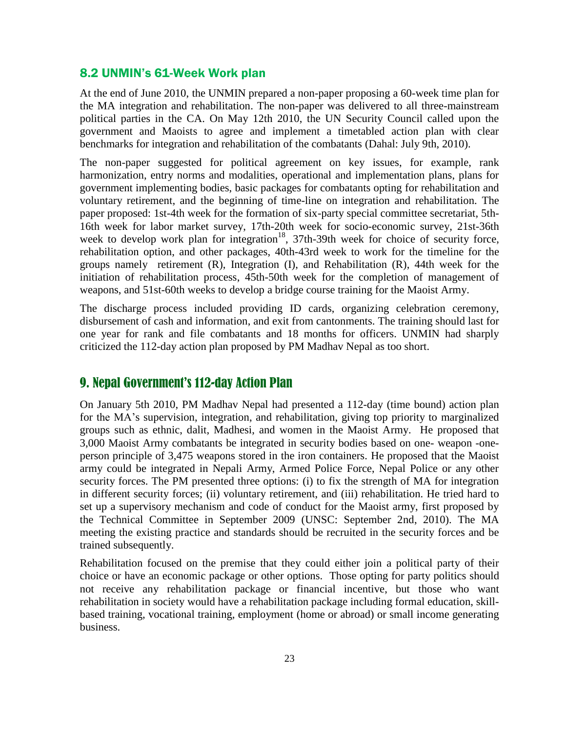## 8.2 UNMIN's 61-Week Work plan

At the end of June 2010, the UNMIN prepared a non-paper proposing a 60-week time plan for the MA integration and rehabilitation. The non-paper was delivered to all three-mainstream political parties in the CA. On May 12th 2010, the UN Security Council called upon the government and Maoists to agree and implement a timetabled action plan with clear benchmarks for integration and rehabilitation of the combatants (Dahal: July 9th, 2010).

The non-paper suggested for political agreement on key issues, for example, rank harmonization, entry norms and modalities, operational and implementation plans, plans for government implementing bodies, basic packages for combatants opting for rehabilitation and voluntary retirement, and the beginning of time-line on integration and rehabilitation. The paper proposed: 1st-4th week for the formation of six-party special committee secretariat, 5th-16th week for labor market survey, 17th-20th week for socio-economic survey, 21st-36th week to develop work plan for integration[18], 37th-39th week for choice of security force, rehabilitation option, and other packages, 40th-43rd week to work for the timeline for the groups namely retirement (R), Integration (I), and Rehabilitation (R), 44th week for the initiation of rehabilitation process, 45th-50th week for the completion of management of weapons, and 51st-60th weeks to develop a bridge course training for the Maoist Army.

The discharge process included providing ID cards, organizing celebration ceremony, disbursement of cash and information, and exit from cantonments. The training should last for one year for rank and file combatants and 18 months for officers. UNMIN had sharply criticized the 112-day action plan proposed by PM Madhav Nepal as too short.

# 9. Nepal Government's 112-day Action Plan

On January 5th 2010, PM Madhav Nepal had presented a 112-day (time bound) action plan for the MA's supervision, integration, and rehabilitation, giving top priority to marginalized groups such as ethnic, dalit, Madhesi, and women in the Maoist Army. He proposed that 3,000 Maoist Army combatants be integrated in security bodies based on one- weapon -one-person principle of 3,475 weapons stored in the iron containers. He proposed that the Maoist army could be integrated in Nepali Army, Armed Police Force, Nepal Police or any other security forces. The PM presented three options: (i) to fix the strength of MA for integration in different security forces; (ii) voluntary retirement, and (iii) rehabilitation. He tried hard to set up a supervisory mechanism and code of conduct for the Maoist army, first proposed by the Technical Committee in September 2009 (UNSC: September 2nd, 2010). The MA meeting the existing practice and standards should be recruited in the security forces and be trained subsequently.

Rehabilitation focused on the premise that they could either join a political party of their choice or have an economic package or other options. Those opting for party politics should not receive any rehabilitation package or financial incentive, but those who want rehabilitation in society would have a rehabilitation package including formal education, skill-based training, vocational training, employment (home or abroad) or small income generating business.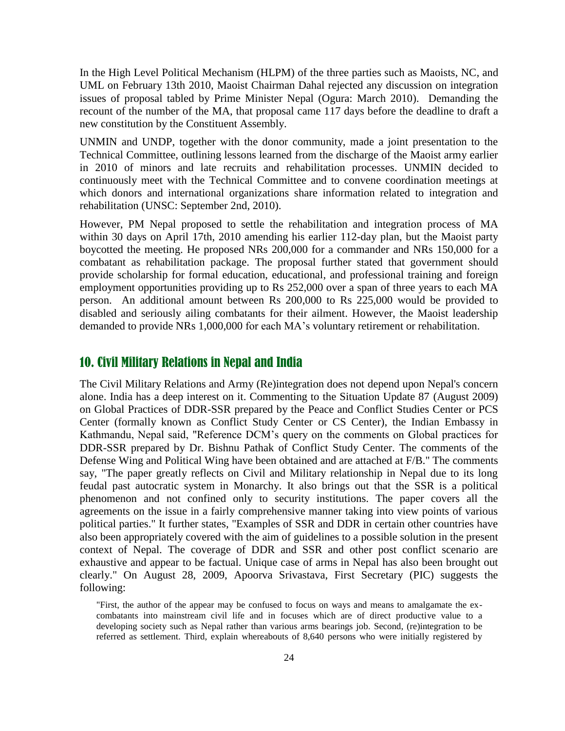In the High Level Political Mechanism (HLPM) of the three parties such as Maoists, NC, and UML on February 13th 2010, Maoist Chairman Dahal rejected any discussion on integration issues of proposal tabled by Prime Minister Nepal (Ogura: March 2010). Demanding the recount of the number of the MA, that proposal came 117 days before the deadline to draft a new constitution by the Constituent Assembly.

UNMIN and UNDP, together with the donor community, made a joint presentation to the Technical Committee, outlining lessons learned from the discharge of the Maoist army earlier in 2010 of minors and late recruits and rehabilitation processes. UNMIN decided to continuously meet with the Technical Committee and to convene coordination meetings at which donors and international organizations share information related to integration and rehabilitation (UNSC: September 2nd, 2010).

However, PM Nepal proposed to settle the rehabilitation and integration process of MA within 30 days on April 17th, 2010 amending his earlier 112-day plan, but the Maoist party boycotted the meeting. He proposed NRs 200,000 for a commander and NRs 150,000 for a combatant as rehabilitation package. The proposal further stated that government should provide scholarship for formal education, educational, and professional training and foreign employment opportunities providing up to Rs 252,000 over a span of three years to each MA person. An additional amount between Rs 200,000 to Rs 225,000 would be provided to disabled and seriously ailing combatants for their ailment. However, the Maoist leadership demanded to provide NRs 1,000,000 for each MA's voluntary retirement or rehabilitation.

## 10. Civil Military Relations in Nepal and India

The Civil Military Relations and Army (Re)integration does not depend upon Nepal's concern alone. India has a deep interest on it. Commenting to the Situation Update 87 (August 2009) on Global Practices of DDR-SSR prepared by the Peace and Conflict Studies Center or PCS Center (formally known as Conflict Study Center or CS Center), the Indian Embassy in Kathmandu, Nepal said, "Reference DCM's query on the comments on Global practices for DDR-SSR prepared by Dr. Bishnu Pathak of Conflict Study Center. The comments of the Defense Wing and Political Wing have been obtained and are attached at F/B." The comments say, "The paper greatly reflects on Civil and Military relationship in Nepal due to its long feudal past autocratic system in Monarchy. It also brings out that the SSR is a political phenomenon and not confined only to security institutions. The paper covers all the agreements on the issue in a fairly comprehensive manner taking into view points of various political parties." It further states, "Examples of SSR and DDR in certain other countries have also been appropriately covered with the aim of guidelines to a possible solution in the present context of Nepal. The coverage of DDR and SSR and other post conflict scenario are exhaustive and appear to be factual. Unique case of arms in Nepal has also been brought out clearly." On August 28, 2009, Apoorva Srivastava, First Secretary (PIC) suggests the following:

> "First, the author of the appear may be confused to focus on ways and means to amalgamate the ex-combatants into mainstream civil life and in focuses which are of direct productive value to a developing society such as Nepal rather than various arms bearings job. Second, (re)integration to be referred as settlement. Third, explain whereabouts of 8,640 persons who were initially registered by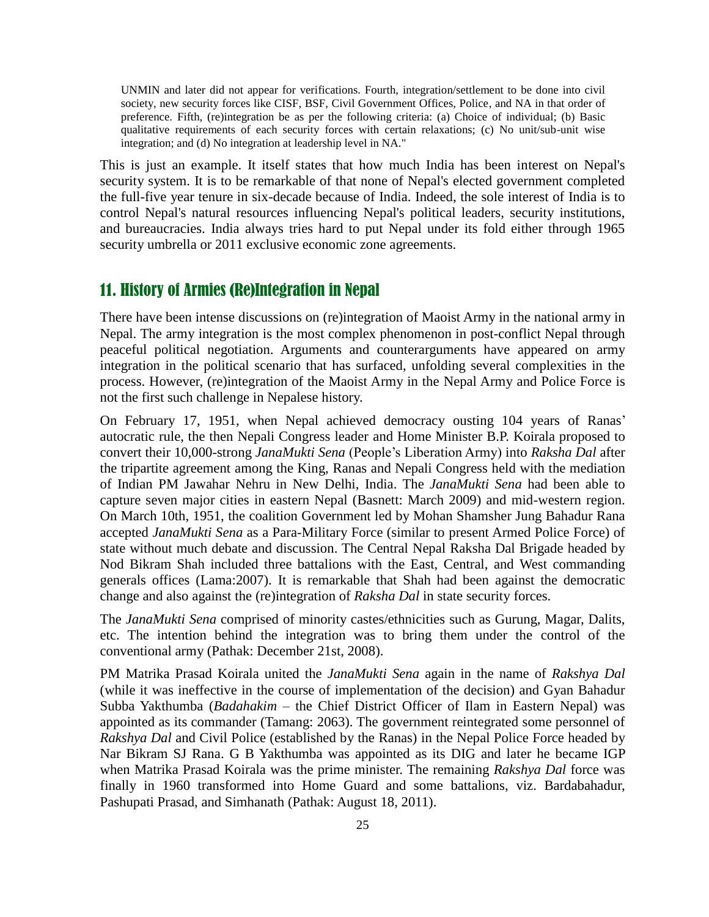> UNMIN and later did not appear for verifications. Fourth, integration/settlement to be done into civil society, new security forces like CISF, BSF, Civil Government Offices, Police, and NA in that order of preference. Fifth, (re)integration be as per the following criteria: (a) Choice of individual; (b) Basic qualitative requirements of each security forces with certain relaxations; (c) No unit/sub-unit wise integration; and (d) No integration at leadership level in NA."

This is just an example. It itself states that how much India has been interest on Nepal's security system. It is to be remarkable of that none of Nepal's elected government completed the full-five year tenure in six-decade because of India. Indeed, the sole interest of India is to control Nepal's natural resources influencing Nepal's political leaders, security institutions, and bureaucracies. India always tries hard to put Nepal under its fold either through 1965 security umbrella or 2011 exclusive economic zone agreements.

## 11. History of Armies (Re)Integration in Nepal

There have been intense discussions on (re)integration of Maoist Army in the national army in Nepal. The army integration is the most complex phenomenon in post-conflict Nepal through peaceful political negotiation. Arguments and counterarguments have appeared on army integration in the political scenario that has surfaced, unfolding several complexities in the process. However, (re)integration of the Maoist Army in the Nepal Army and Police Force is not the first such challenge in Nepalese history.

On February 17, 1951, when Nepal achieved democracy ousting 104 years of Ranas' autocratic rule, the then Nepali Congress leader and Home Minister B.P. Koirala proposed to convert their 10,000-strong *JanaMukti Sena* (People's Liberation Army) into *Raksha Dal* after the tripartite agreement among the King, Ranas and Nepali Congress held with the mediation of Indian PM Jawahar Nehru in New Delhi, India. The *JanaMukti Sena* had been able to capture seven major cities in eastern Nepal (Basnett: March 2009) and mid-western region. On March 10th, 1951, the coalition Government led by Mohan Shamsher Jung Bahadur Rana accepted *JanaMukti Sena* as a Para-Military Force (similar to present Armed Police Force) of state without much debate and discussion. The Central Nepal Raksha Dal Brigade headed by Nod Bikram Shah included three battalions with the East, Central, and West commanding generals offices (Lama:2007). It is remarkable that Shah had been against the democratic change and also against the (re)integration of *Raksha Dal* in state security forces.

The *JanaMukti Sena* comprised of minority castes/ethnicities such as Gurung, Magar, Dalits, etc. The intention behind the integration was to bring them under the control of the conventional army (Pathak: December 21st, 2008).

PM Matrika Prasad Koirala united the *JanaMukti Sena* again in the name of *Rakshya Dal* (while it was ineffective in the course of implementation of the decision) and Gyan Bahadur Subba Yakthumba (*Badahakim* – the Chief District Officer of Ilam in Eastern Nepal) was appointed as its commander (Tamang: 2063). The government reintegrated some personnel of *Rakshya Dal* and Civil Police (established by the Ranas) in the Nepal Police Force headed by Nar Bikram SJ Rana. G B Yakthumba was appointed as its DIG and later he became IGP when Matrika Prasad Koirala was the prime minister. The remaining *Rakshya Dal* force was finally in 1960 transformed into Home Guard and some battalions, viz. Bardabahadur, Pashupati Prasad, and Simhanath (Pathak: August 18, 2011).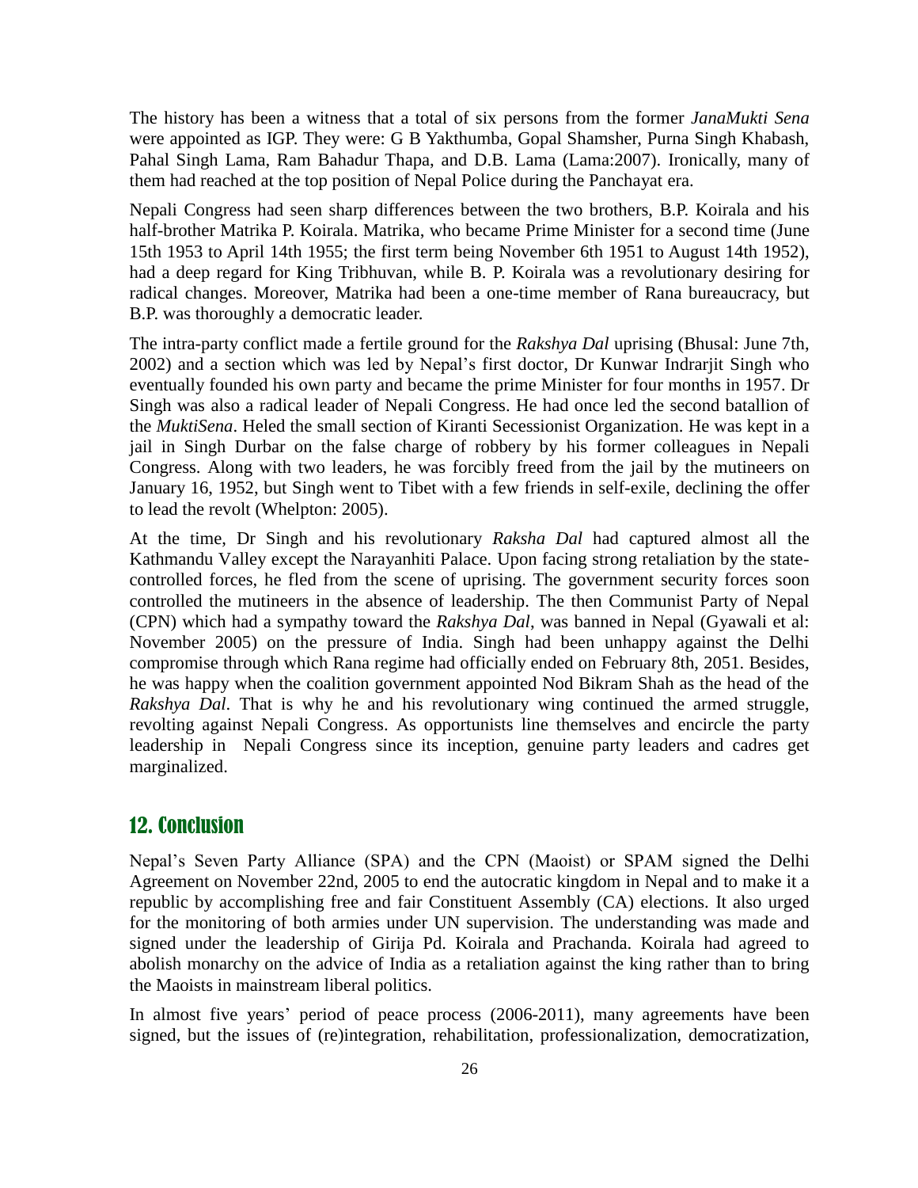The history has been a witness that a total of six persons from the former *JanaMukti Sena* were appointed as IGP. They were: G B Yakthumba, Gopal Shamsher, Purna Singh Khabash, Pahal Singh Lama, Ram Bahadur Thapa, and D.B. Lama (Lama:2007). Ironically, many of them had reached at the top position of Nepal Police during the Panchayat era.

Nepali Congress had seen sharp differences between the two brothers, B.P. Koirala and his half-brother Matrika P. Koirala. Matrika, who became Prime Minister for a second time (June 15th 1953 to April 14th 1955; the first term being November 6th 1951 to August 14th 1952), had a deep regard for King Tribhuvan, while B. P. Koirala was a revolutionary desiring for radical changes. Moreover, Matrika had been a one-time member of Rana bureaucracy, but B.P. was thoroughly a democratic leader.

The intra-party conflict made a fertile ground for the *Rakshya Dal* uprising (Bhusal: June 7th, 2002) and a section which was led by Nepal's first doctor, Dr Kunwar Indrarjit Singh who eventually founded his own party and became the prime Minister for four months in 1957. Dr Singh was also a radical leader of Nepali Congress. He had once led the second batallion of the *MuktiSena*. Heled the small section of Kiranti Secessionist Organization. He was kept in a jail in Singh Durbar on the false charge of robbery by his former colleagues in Nepali Congress. Along with two leaders, he was forcibly freed from the jail by the mutineers on January 16, 1952, but Singh went to Tibet with a few friends in self-exile, declining the offer to lead the revolt (Whelpton: 2005).

At the time, Dr Singh and his revolutionary *Raksha Dal* had captured almost all the Kathmandu Valley except the Narayanhiti Palace. Upon facing strong retaliation by the state-controlled forces, he fled from the scene of uprising. The government security forces soon controlled the mutineers in the absence of leadership. The then Communist Party of Nepal (CPN) which had a sympathy toward the *Rakshya Dal*, was banned in Nepal (Gyawali et al: November 2005) on the pressure of India. Singh had been unhappy against the Delhi compromise through which Rana regime had officially ended on February 8th, 2051. Besides, he was happy when the coalition government appointed Nod Bikram Shah as the head of the *Rakshya Dal*. That is why he and his revolutionary wing continued the armed struggle, revolting against Nepali Congress. As opportunists line themselves and encircle the party leadership in Nepali Congress since its inception, genuine party leaders and cadres get marginalized.

## 12. Conclusion

Nepal's Seven Party Alliance (SPA) and the CPN (Maoist) or SPAM signed the Delhi Agreement on November 22nd, 2005 to end the autocratic kingdom in Nepal and to make it a republic by accomplishing free and fair Constituent Assembly (CA) elections. It also urged for the monitoring of both armies under UN supervision. The understanding was made and signed under the leadership of Girija Pd. Koirala and Prachanda. Koirala had agreed to abolish monarchy on the advice of India as a retaliation against the king rather than to bring the Maoists in mainstream liberal politics.

In almost five years' period of peace process (2006-2011), many agreements have been signed, but the issues of (re)integration, rehabilitation, professionalization, democratization,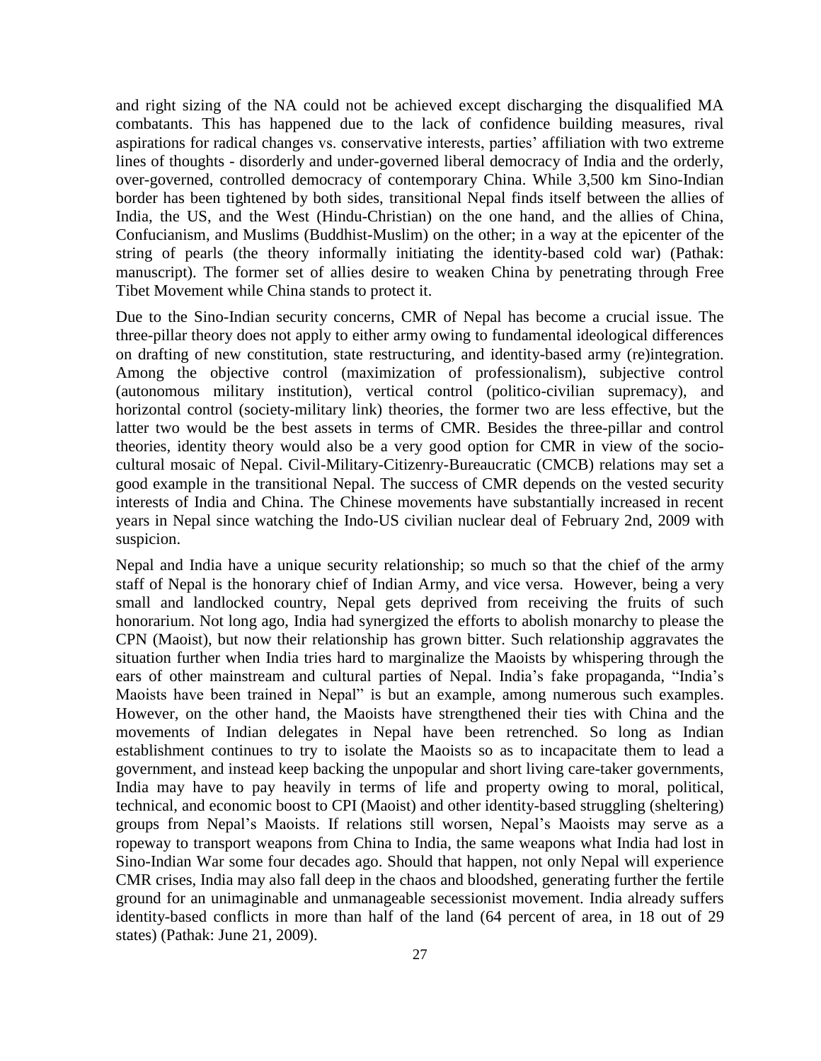and right sizing of the NA could not be achieved except discharging the disqualified MA combatants. This has happened due to the lack of confidence building measures, rival aspirations for radical changes vs. conservative interests, parties' affiliation with two extreme lines of thoughts - disorderly and under-governed liberal democracy of India and the orderly, over-governed, controlled democracy of contemporary China. While 3,500 km Sino-Indian border has been tightened by both sides, transitional Nepal finds itself between the allies of India, the US, and the West (Hindu-Christian) on the one hand, and the allies of China, Confucianism, and Muslims (Buddhist-Muslim) on the other; in a way at the epicenter of the string of pearls (the theory informally initiating the identity-based cold war) (Pathak: manuscript). The former set of allies desire to weaken China by penetrating through Free Tibet Movement while China stands to protect it.

Due to the Sino-Indian security concerns, CMR of Nepal has become a crucial issue. The three-pillar theory does not apply to either army owing to fundamental ideological differences on drafting of new constitution, state restructuring, and identity-based army (re)integration. Among the objective control (maximization of professionalism), subjective control (autonomous military institution), vertical control (politico-civilian supremacy), and horizontal control (society-military link) theories, the former two are less effective, but the latter two would be the best assets in terms of CMR. Besides the three-pillar and control theories, identity theory would also be a very good option for CMR in view of the socio-cultural mosaic of Nepal. Civil-Military-Citizenry-Bureaucratic (CMCB) relations may set a good example in the transitional Nepal. The success of CMR depends on the vested security interests of India and China. The Chinese movements have substantially increased in recent years in Nepal since watching the Indo-US civilian nuclear deal of February 2nd, 2009 with suspicion.

Nepal and India have a unique security relationship; so much so that the chief of the army staff of Nepal is the honorary chief of Indian Army, and vice versa. However, being a very small and landlocked country, Nepal gets deprived from receiving the fruits of such honorarium. Not long ago, India had synergized the efforts to abolish monarchy to please the CPN (Maoist), but now their relationship has grown bitter. Such relationship aggravates the situation further when India tries hard to marginalize the Maoists by whispering through the ears of other mainstream and cultural parties of Nepal. India's fake propaganda, "India's Maoists have been trained in Nepal" is but an example, among numerous such examples. However, on the other hand, the Maoists have strengthened their ties with China and the movements of Indian delegates in Nepal have been retrenched. So long as Indian establishment continues to try to isolate the Maoists so as to incapacitate them to lead a government, and instead keep backing the unpopular and short living care-taker governments, India may have to pay heavily in terms of life and property owing to moral, political, technical, and economic boost to CPI (Maoist) and other identity-based struggling (sheltering) groups from Nepal's Maoists. If relations still worsen, Nepal's Maoists may serve as a ropeway to transport weapons from China to India, the same weapons what India had lost in Sino-Indian War some four decades ago. Should that happen, not only Nepal will experience CMR crises, India may also fall deep in the chaos and bloodshed, generating further the fertile ground for an unimaginable and unmanageable secessionist movement. India already suffers identity-based conflicts in more than half of the land (64 percent of area, in 18 out of 29 states) (Pathak: June 21, 2009).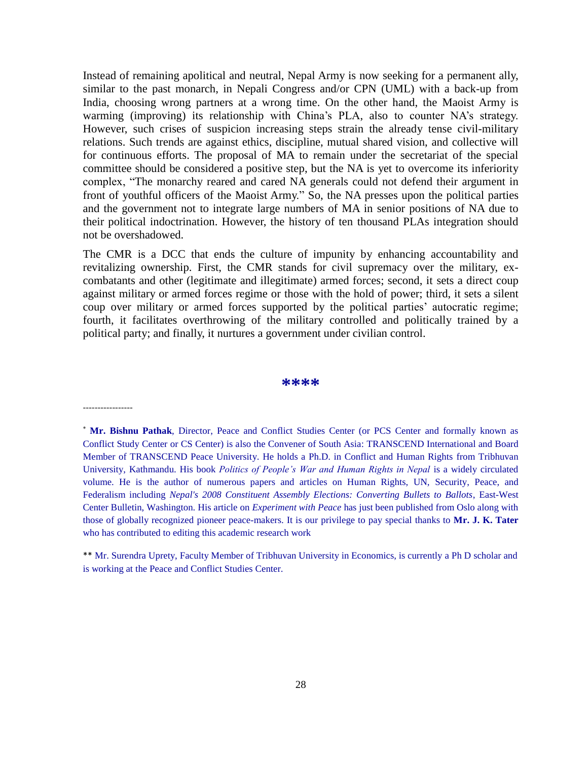Instead of remaining apolitical and neutral, Nepal Army is now seeking for a permanent ally, similar to the past monarch, in Nepali Congress and/or CPN (UML) with a back-up from India, choosing wrong partners at a wrong time. On the other hand, the Maoist Army is warming (improving) its relationship with China's PLA, also to counter NA's strategy. However, such crises of suspicion increasing steps strain the already tense civil-military relations. Such trends are against ethics, discipline, mutual shared vision, and collective will for continuous efforts. The proposal of MA to remain under the secretariat of the special committee should be considered a positive step, but the NA is yet to overcome its inferiority complex, "The monarchy reared and cared NA generals could not defend their argument in front of youthful officers of the Maoist Army." So, the NA presses upon the political parties and the government not to integrate large numbers of MA in senior positions of NA due to their political indoctrination. However, the history of ten thousand PLAs integration should not be overshadowed.

The CMR is a DCC that ends the culture of impunity by enhancing accountability and revitalizing ownership. First, the CMR stands for civil supremacy over the military, ex-combatants and other (legitimate and illegitimate) armed forces; second, it sets a direct coup against military or armed forces regime or those with the hold of power; third, it sets a silent coup over military or armed forces supported by the political parties' autocratic regime; fourth, it facilitates overthrowing of the military controlled and politically trained by a political party; and finally, it nurtures a government under civilian control.

\*\*\*\*

-----------------

[*] **Mr. Bishnu Pathak**, Director, Peace and Conflict Studies Center (or PCS Center and formally known as Conflict Study Center or CS Center) is also the Convener of South Asia: TRANSCEND International and Board Member of TRANSCEND Peace University. He holds a Ph.D. in Conflict and Human Rights from Tribhuvan University, Kathmandu. His book *Politics of People's War and Human Rights in Nepal* is a widely circulated volume. He is the author of numerous papers and articles on Human Rights, UN, Security, Peace, and Federalism including *Nepal's 2008 Constituent Assembly Elections: Converting Bullets to Ballots*, East-West Center Bulletin, Washington. His article on *Experiment with Peace* has just been published from Oslo along with those of globally recognized pioneer peace-makers. It is our privilege to pay special thanks to **Mr. J. K. Tater** who has contributed to editing this academic research work

[**] Mr. Surendra Uprety, Faculty Member of Tribhuvan University in Economics, is currently a Ph D scholar and is working at the Peace and Conflict Studies Center.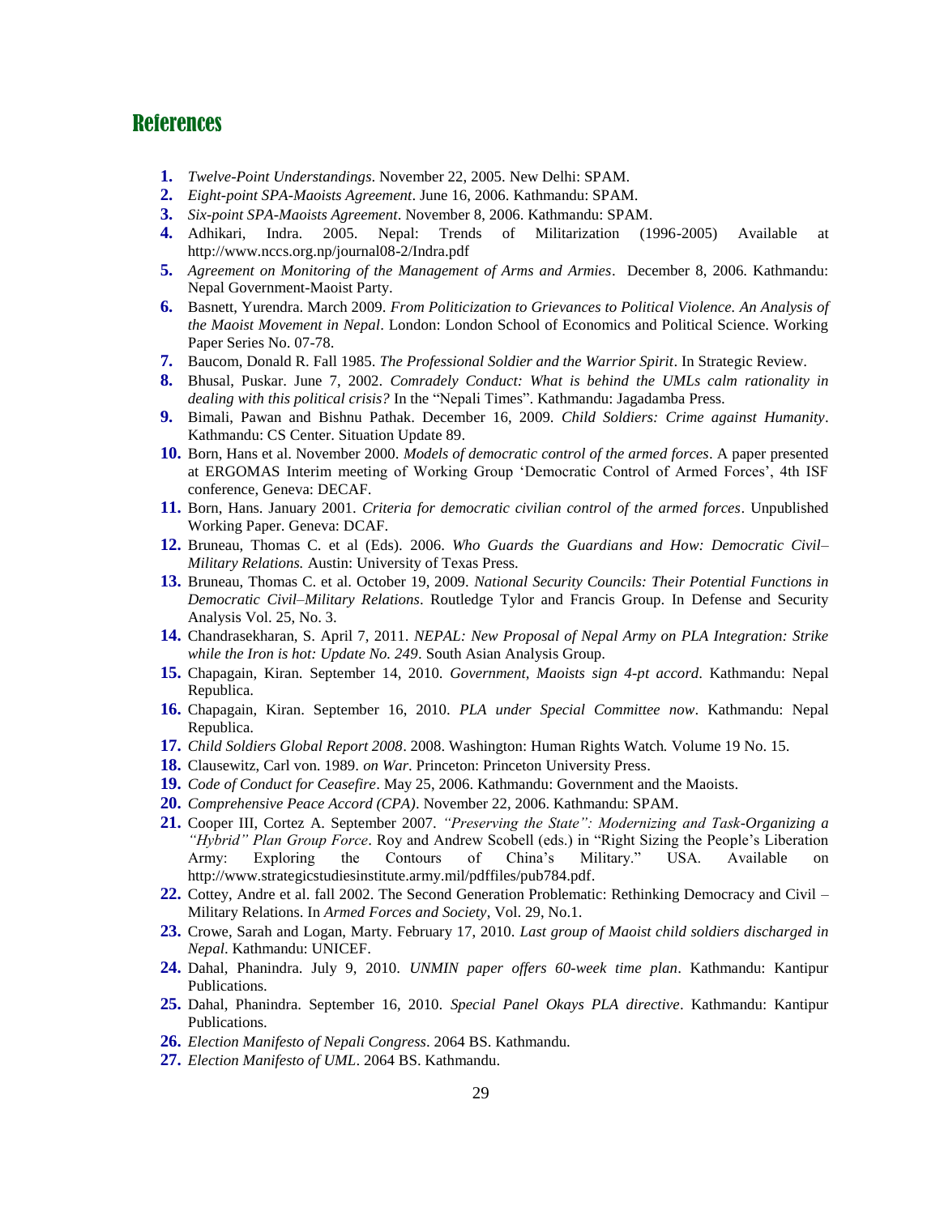## References

1. *Twelve-Point Understandings*. November 22, 2005. New Delhi: SPAM.
2. *Eight-point SPA-Maoists Agreement*. June 16, 2006. Kathmandu: SPAM.
3. *Six-point SPA-Maoists Agreement*. November 8, 2006. Kathmandu: SPAM.
4. Adhikari, Indra. 2005. Nepal: Trends of Militarization (1996-2005) Available at http://www.nccs.org.np/journal08-2/Indra.pdf
5. *Agreement on Monitoring of the Management of Arms and Armies*. December 8, 2006. Kathmandu: Nepal Government-Maoist Party.
6. Basnett, Yurendra. March 2009. *From Politicization to Grievances to Political Violence. An Analysis of the Maoist Movement in Nepal*. London: London School of Economics and Political Science. Working Paper Series No. 07-78.
7. Baucom, Donald R. Fall 1985. *The Professional Soldier and the Warrior Spirit*. In Strategic Review.
8. Bhusal, Puskar. June 7, 2002. *Comradely Conduct: What is behind the UMLs calm rationality in dealing with this political crisis?* In the "Nepali Times". Kathmandu: Jagadamba Press.
9. Bimali, Pawan and Bishnu Pathak. December 16, 2009. *Child Soldiers: Crime against Humanity*. Kathmandu: CS Center. Situation Update 89.
10. Born, Hans et al. November 2000. *Models of democratic control of the armed forces*. A paper presented at ERGOMAS Interim meeting of Working Group 'Democratic Control of Armed Forces', 4th ISF conference, Geneva: DECAF.
11. Born, Hans. January 2001. *Criteria for democratic civilian control of the armed forces*. Unpublished Working Paper. Geneva: DCAF.
12. Bruneau, Thomas C. et al (Eds). 2006. *Who Guards the Guardians and How: Democratic Civil–Military Relations.* Austin: University of Texas Press.
13. Bruneau, Thomas C. et al. October 19, 2009. *National Security Councils: Their Potential Functions in Democratic Civil–Military Relations*. Routledge Tylor and Francis Group. In Defense and Security Analysis Vol. 25, No. 3.
14. Chandrasekharan, S. April 7, 2011. *NEPAL: New Proposal of Nepal Army on PLA Integration: Strike while the Iron is hot: Update No. 249*. South Asian Analysis Group.
15. Chapagain, Kiran. September 14, 2010. *Government, Maoists sign 4-pt accord*. Kathmandu: Nepal Republica.
16. Chapagain, Kiran. September 16, 2010. *PLA under Special Committee now*. Kathmandu: Nepal Republica.
17. *Child Soldiers Global Report 2008*. 2008. Washington: Human Rights Watch*.* Volume 19 No. 15.
18. Clausewitz, Carl von. 1989. *on War*. Princeton: Princeton University Press.
19. *Code of Conduct for Ceasefire*. May 25, 2006. Kathmandu: Government and the Maoists.
20. *Comprehensive Peace Accord (CPA)*. November 22, 2006. Kathmandu: SPAM.
21. Cooper III, Cortez A. September 2007. *"Preserving the State": Modernizing and Task-Organizing a "Hybrid" Plan Group Force*. Roy and Andrew Scobell (eds.) in "Right Sizing the People's Liberation Army: Exploring the Contours of China's Military." USA. Available on http://www.strategicstudiesinstitute.army.mil/pdffiles/pub784.pdf.
22. Cottey, Andre et al. fall 2002. The Second Generation Problematic: Rethinking Democracy and Civil – Military Relations. In *Armed Forces and Society*, Vol. 29, No.1.
23. Crowe, Sarah and Logan, Marty. February 17, 2010. *Last group of Maoist child soldiers discharged in Nepal*. Kathmandu: UNICEF.
24. Dahal, Phanindra. July 9, 2010. *UNMIN paper offers 60-week time plan*. Kathmandu: Kantipur Publications.
25. Dahal, Phanindra. September 16, 2010. *Special Panel Okays PLA directive*. Kathmandu: Kantipur Publications.
26. *Election Manifesto of Nepali Congress*. 2064 BS. Kathmandu.
27. *Election Manifesto of UML*. 2064 BS. Kathmandu.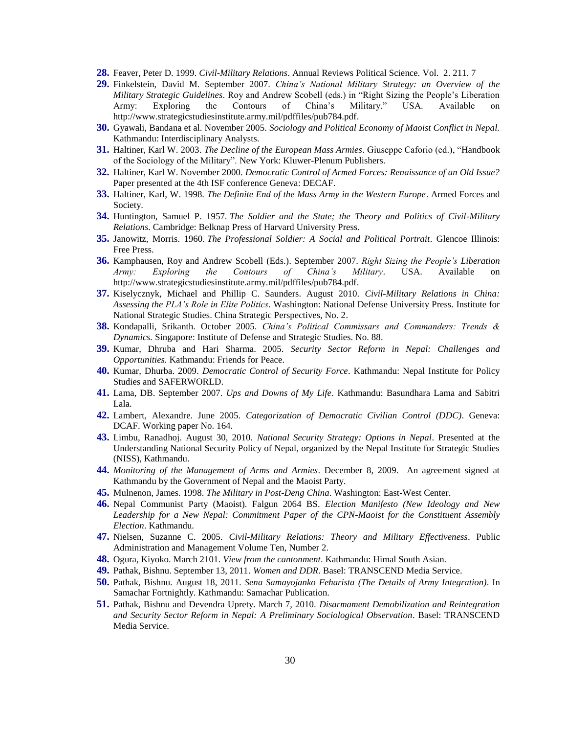**28.** Feaver, Peter D. 1999. *Civil-Military Relations*. Annual Reviews Political Science. Vol. 2. 211. 7

**29.** Finkelstein, David M. September 2007. *China's National Military Strategy: an Overview of the Military Strategic Guidelines*. Roy and Andrew Scobell (eds.) in "Right Sizing the People's Liberation Army: Exploring the Contours of China's Military." USA. Available on http://www.strategicstudiesinstitute.army.mil/pdffiles/pub784.pdf.

**30.** Gyawali, Bandana et al. November 2005. *Sociology and Political Economy of Maoist Conflict in Nepal.* Kathmandu: Interdisciplinary Analysts.

**31.** Haltiner, Karl W. 2003. *The Decline of the European Mass Armies*. Giuseppe Caforio (ed.), "Handbook of the Sociology of the Military". New York: Kluwer-Plenum Publishers.

**32.** Haltiner, Karl W. November 2000. *Democratic Control of Armed Forces: Renaissance of an Old Issue?* Paper presented at the 4th ISF conference Geneva: DECAF.

**33.** Haltiner, Karl, W. 1998. *The Definite End of the Mass Army in the Western Europe*. Armed Forces and Society.

**34.** Huntington, Samuel P. 1957. *The Soldier and the State; the Theory and Politics of Civil-Military Relations*. Cambridge: Belknap Press of Harvard University Press.

**35.** Janowitz, Morris. 1960. *The Professional Soldier: A Social and Political Portrait*. Glencoe Illinois: Free Press.

**36.** Kamphausen, Roy and Andrew Scobell (Eds.). September 2007. *Right Sizing the People's Liberation Army: Exploring the Contours of China's Military*. USA. Available on http://www.strategicstudiesinstitute.army.mil/pdffiles/pub784.pdf.

**37.** Kiselycznyk, Michael and Phillip C. Saunders. August 2010. *Civil-Military Relations in China: Assessing the PLA's Role in Elite Politics*. Washington: National Defense University Press. Institute for National Strategic Studies. China Strategic Perspectives, No. 2.

**38.** Kondapalli, Srikanth. October 2005. *China's Political Commissars and Commanders: Trends & Dynamics.* Singapore: Institute of Defense and Strategic Studies. No. 88.

**39.** Kumar, Dhruba and Hari Sharma. 2005. *Security Sector Reform in Nepal: Challenges and Opportunities.* Kathmandu: Friends for Peace.

**40.** Kumar, Dhurba. 2009. *Democratic Control of Security Force*. Kathmandu: Nepal Institute for Policy Studies and SAFERWORLD.

**41.** Lama, DB. September 2007. *Ups and Downs of My Life*. Kathmandu: Basundhara Lama and Sabitri Lala.

**42.** Lambert, Alexandre. June 2005. *Categorization of Democratic Civilian Control (DDC)*. Geneva: DCAF. Working paper No. 164.

**43.** Limbu, Ranadhoj. August 30, 2010. *National Security Strategy: Options in Nepal*. Presented at the Understanding National Security Policy of Nepal, organized by the Nepal Institute for Strategic Studies (NISS), Kathmandu.

**44.** *Monitoring of the Management of Arms and Armies*. December 8, 2009. An agreement signed at Kathmandu by the Government of Nepal and the Maoist Party.

**45.** Mulnenon, James. 1998. *The Military in Post-Deng China*. Washington: East-West Center.

**46.** Nepal Communist Party (Maoist). Falgun 2064 BS. *Election Manifesto (New Ideology and New Leadership for a New Nepal: Commitment Paper of the CPN-Maoist for the Constituent Assembly Election*. Kathmandu.

**47.** Nielsen, Suzanne C. 2005. *Civil-Military Relations: Theory and Military Effectiveness*. Public Administration and Management Volume Ten, Number 2.

**48.** Ogura, Kiyoko. March 2101. *View from the cantonment*. Kathmandu: Himal South Asian.

**49.** Pathak, Bishnu. September 13, 2011. *Women and DDR*. Basel: TRANSCEND Media Service.

**50.** Pathak, Bishnu. August 18, 2011. *Sena Samayojanko Feharista (The Details of Army Integration)*. In Samachar Fortnightly. Kathmandu: Samachar Publication.

**51.** Pathak, Bishnu and Devendra Uprety. March 7, 2010. *Disarmament Demobilization and Reintegration and Security Sector Reform in Nepal: A Preliminary Sociological Observation*. Basel: TRANSCEND Media Service.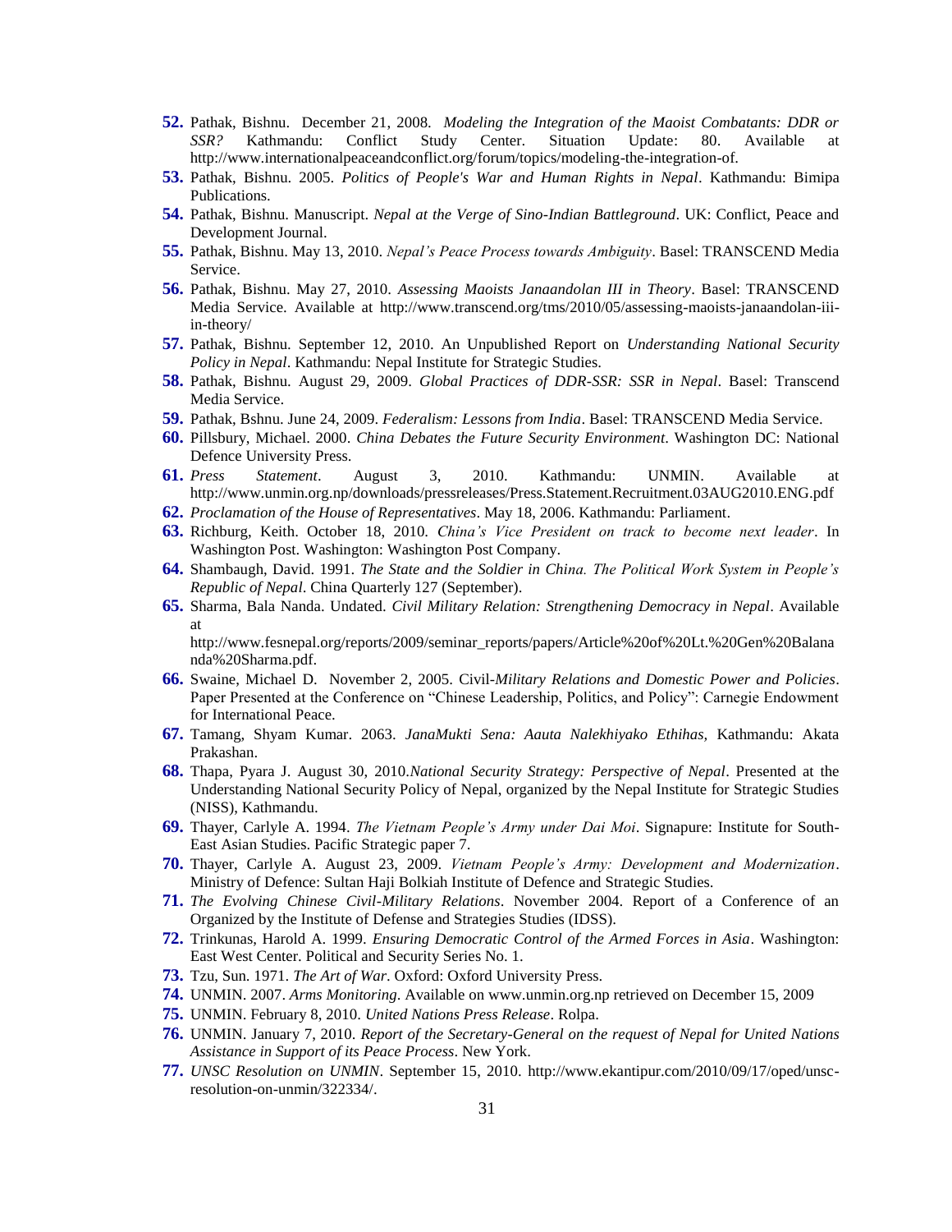52. Pathak, Bishnu. December 21, 2008. *Modeling the Integration of the Maoist Combatants: DDR or SSR?* Kathmandu: Conflict Study Center. Situation Update: 80. Available at http://www.internationalpeaceandconflict.org/forum/topics/modeling-the-integration-of.
53. Pathak, Bishnu. 2005. *Politics of People's War and Human Rights in Nepal*. Kathmandu: Bimipa Publications.
54. Pathak, Bishnu. Manuscript. *Nepal at the Verge of Sino-Indian Battleground*. UK: Conflict, Peace and Development Journal.
55. Pathak, Bishnu. May 13, 2010. *Nepal's Peace Process towards Ambiguity*. Basel: TRANSCEND Media Service.
56. Pathak, Bishnu. May 27, 2010. *Assessing Maoists Janaandolan III in Theory*. Basel: TRANSCEND Media Service. Available at http://www.transcend.org/tms/2010/05/assessing-maoists-janaandolan-iii-in-theory/
57. Pathak, Bishnu. September 12, 2010. An Unpublished Report on *Understanding National Security Policy in Nepal*. Kathmandu: Nepal Institute for Strategic Studies.
58. Pathak, Bishnu. August 29, 2009. *Global Practices of DDR-SSR: SSR in Nepal*. Basel: Transcend Media Service.
59. Pathak, Bshnu. June 24, 2009. *Federalism: Lessons from India*. Basel: TRANSCEND Media Service.
60. Pillsbury, Michael. 2000. *China Debates the Future Security Environment*. Washington DC: National Defence University Press.
61. *Press Statement*. August 3, 2010. Kathmandu: UNMIN. Available at http://www.unmin.org.np/downloads/pressreleases/Press.Statement.Recruitment.03AUG2010.ENG.pdf
62. *Proclamation of the House of Representatives*. May 18, 2006. Kathmandu: Parliament.
63. Richburg, Keith. October 18, 2010. *China's Vice President on track to become next leader*. In Washington Post. Washington: Washington Post Company.
64. Shambaugh, David. 1991. *The State and the Soldier in China. The Political Work System in People's Republic of Nepal*. China Quarterly 127 (September).
65. Sharma, Bala Nanda. Undated. *Civil Military Relation: Strengthening Democracy in Nepal*. Available at http://www.fesnepal.org/reports/2009/seminar_reports/papers/Article%20of%20Lt.%20Gen%20Balananda%20Sharma.pdf.
66. Swaine, Michael D. November 2, 2005. Civil-*Military Relations and Domestic Power and Policies*. Paper Presented at the Conference on "Chinese Leadership, Politics, and Policy": Carnegie Endowment for International Peace.
67. Tamang, Shyam Kumar. 2063. *JanaMukti Sena: Aauta Nalekhiyako Ethihas,* Kathmandu: Akata Prakashan.
68. Thapa, Pyara J. August 30, 2010.*National Security Strategy: Perspective of Nepal*. Presented at the Understanding National Security Policy of Nepal, organized by the Nepal Institute for Strategic Studies (NISS), Kathmandu.
69. Thayer, Carlyle A. 1994. *The Vietnam People's Army under Dai Moi*. Signapure: Institute for South-East Asian Studies. Pacific Strategic paper 7.
70. Thayer, Carlyle A. August 23, 2009. *Vietnam People's Army: Development and Modernization*. Ministry of Defence: Sultan Haji Bolkiah Institute of Defence and Strategic Studies.
71. *The Evolving Chinese Civil-Military Relations*. November 2004. Report of a Conference of an Organized by the Institute of Defense and Strategies Studies (IDSS).
72. Trinkunas, Harold A. 1999. *Ensuring Democratic Control of the Armed Forces in Asia*. Washington: East West Center. Political and Security Series No. 1.
73. Tzu, Sun. 1971. *The Art of War*. Oxford: Oxford University Press.
74. UNMIN. 2007. *Arms Monitoring*. Available on www.unmin.org.np retrieved on December 15, 2009
75. UNMIN. February 8, 2010. *United Nations Press Release*. Rolpa.
76. UNMIN. January 7, 2010. *Report of the Secretary-General on the request of Nepal for United Nations Assistance in Support of its Peace Process*. New York.
77. *UNSC Resolution on UNMIN*. September 15, 2010. http://www.ekantipur.com/2010/09/17/oped/unsc-resolution-on-unmin/322334/.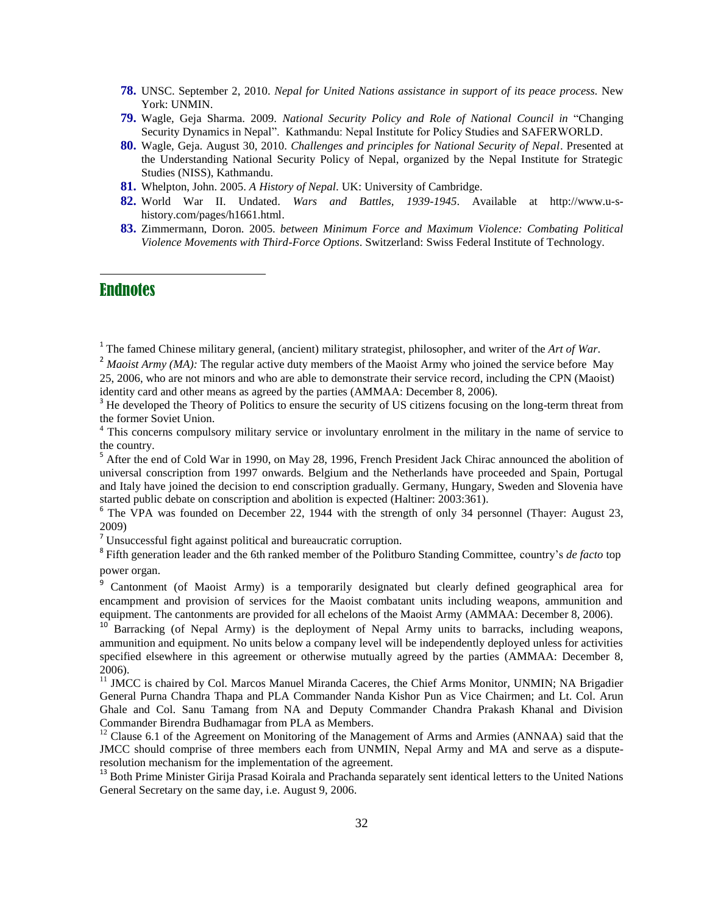78. UNSC. September 2, 2010. *Nepal for United Nations assistance in support of its peace process.* New York: UNMIN.
79. Wagle, Geja Sharma. 2009. *National Security Policy and Role of National Council in* "Changing Security Dynamics in Nepal". Kathmandu: Nepal Institute for Policy Studies and SAFERWORLD.
80. Wagle, Geja. August 30, 2010. *Challenges and principles for National Security of Nepal*. Presented at the Understanding National Security Policy of Nepal, organized by the Nepal Institute for Strategic Studies (NISS), Kathmandu.
81. Whelpton, John. 2005. *A History of Nepal*. UK: University of Cambridge.
82. World War II. Undated. *Wars and Battles, 1939-1945*. Available at http://www.u-s-history.com/pages/h1661.html.
83. Zimmermann, Doron. 2005. *between Minimum Force and Maximum Violence: Combating Political Violence Movements with Third-Force Options*. Switzerland: Swiss Federal Institute of Technology.

## Endnotes

[1] The famed Chinese military general, (ancient) military strategist, philosopher, and writer of the *Art of War*.

[2] *Maoist Army (MA):* The regular active duty members of the Maoist Army who joined the service before May 25, 2006, who are not minors and who are able to demonstrate their service record, including the CPN (Maoist) identity card and other means as agreed by the parties (AMMAA: December 8, 2006).

[3] He developed the Theory of Politics to ensure the security of US citizens focusing on the long-term threat from the former Soviet Union.

[4] This concerns compulsory military service or involuntary enrolment in the military in the name of service to the country.

[5] After the end of Cold War in 1990, on May 28, 1996, French President Jack Chirac announced the abolition of universal conscription from 1997 onwards. Belgium and the Netherlands have proceeded and Spain, Portugal and Italy have joined the decision to end conscription gradually. Germany, Hungary, Sweden and Slovenia have started public debate on conscription and abolition is expected (Haltiner: 2003:361).

[6] The VPA was founded on December 22, 1944 with the strength of only 34 personnel (Thayer: August 23, 2009)

[7] Unsuccessful fight against political and bureaucratic corruption.

[8] Fifth generation leader and the 6th ranked member of the Politburo Standing Committee, country's *de facto* top power organ.

[9] Cantonment (of Maoist Army) is a temporarily designated but clearly defined geographical area for encampment and provision of services for the Maoist combatant units including weapons, ammunition and equipment. The cantonments are provided for all echelons of the Maoist Army (AMMAA: December 8, 2006).

[10] Barracking (of Nepal Army) is the deployment of Nepal Army units to barracks, including weapons, ammunition and equipment. No units below a company level will be independently deployed unless for activities specified elsewhere in this agreement or otherwise mutually agreed by the parties (AMMAA: December 8, 2006).

[11] JMCC is chaired by Col. Marcos Manuel Miranda Caceres, the Chief Arms Monitor, UNMIN; NA Brigadier General Purna Chandra Thapa and PLA Commander Nanda Kishor Pun as Vice Chairmen; and Lt. Col. Arun Ghale and Col. Sanu Tamang from NA and Deputy Commander Chandra Prakash Khanal and Division Commander Birendra Budhamagar from PLA as Members.

[12] Clause 6.1 of the Agreement on Monitoring of the Management of Arms and Armies (ANNAA) said that the JMCC should comprise of three members each from UNMIN, Nepal Army and MA and serve as a dispute-resolution mechanism for the implementation of the agreement.

[13] Both Prime Minister Girija Prasad Koirala and Prachanda separately sent identical letters to the United Nations General Secretary on the same day, i.e. August 9, 2006.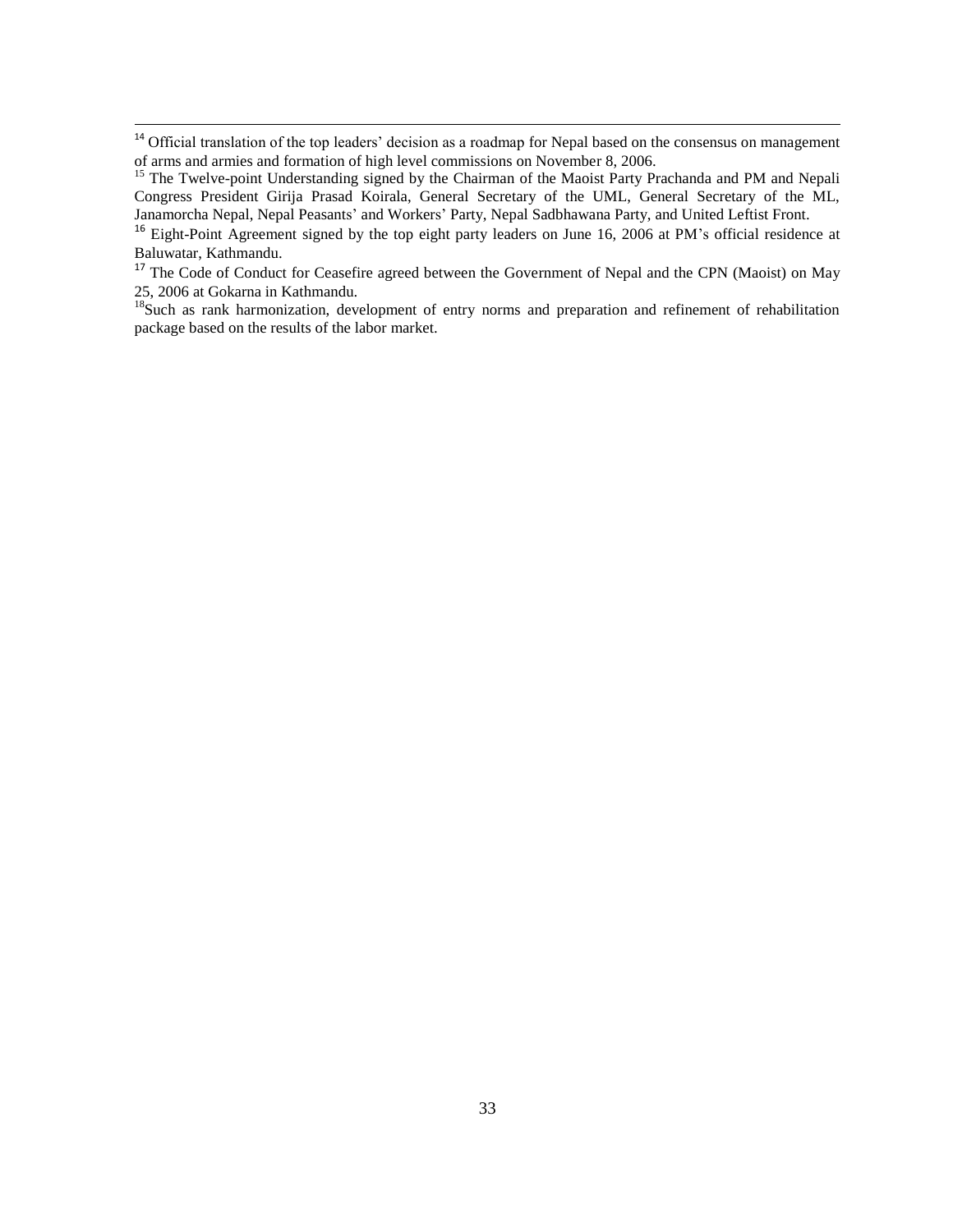[14] Official translation of the top leaders' decision as a roadmap for Nepal based on the consensus on management of arms and armies and formation of high level commissions on November 8, 2006.

[15] The Twelve-point Understanding signed by the Chairman of the Maoist Party Prachanda and PM and Nepali Congress President Girija Prasad Koirala, General Secretary of the UML, General Secretary of the ML, Janamorcha Nepal, Nepal Peasants' and Workers' Party, Nepal Sadbhawana Party, and United Leftist Front.

[16] Eight-Point Agreement signed by the top eight party leaders on June 16, 2006 at PM's official residence at Baluwatar, Kathmandu.

[17] The Code of Conduct for Ceasefire agreed between the Government of Nepal and the CPN (Maoist) on May 25, 2006 at Gokarna in Kathmandu.

[18] Such as rank harmonization, development of entry norms and preparation and refinement of rehabilitation package based on the results of the labor market.